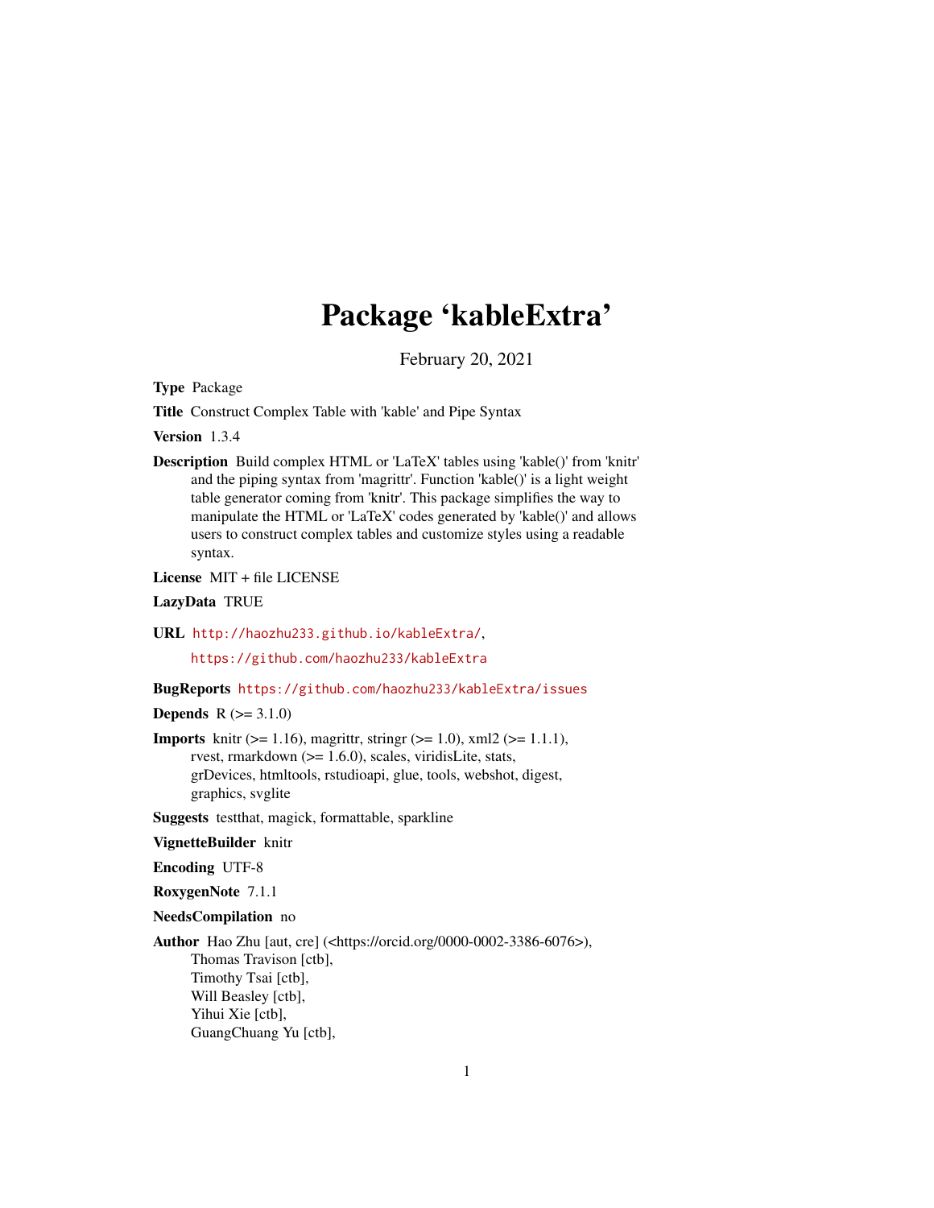# Package 'kableExtra'

February 20, 2021

**Type** Package

**Title** Construct Complex Table with 'kable' and Pipe Syntax

**Version** 1.3.4

**Description** Build complex HTML or 'LaTeX' tables using 'kable()' from 'knitr' and the piping syntax from 'magrittr'. Function 'kable()' is a light weight table generator coming from 'knitr'. This package simplifies the way to manipulate the HTML or 'LaTeX' codes generated by 'kable()' and allows users to construct complex tables and customize styles using a readable syntax.

**License** MIT + file LICENSE

**LazyData** TRUE

**URL** http://haozhu233.github.io/kableExtra/,

https://github.com/haozhu233/kableExtra

**BugReports** https://github.com/haozhu233/kableExtra/issues

**Depends** R (>= 3.1.0)

**Imports** knitr (>= 1.16), magrittr, stringr (>= 1.0), xml2 (>= 1.1.1), rvest, rmarkdown (>= 1.6.0), scales, viridisLite, stats, grDevices, htmltools, rstudioapi, glue, tools, webshot, digest, graphics, svglite

**Suggests** testthat, magick, formattable, sparkline

**VignetteBuilder** knitr

**Encoding** UTF-8

**RoxygenNote** 7.1.1

**NeedsCompilation** no

**Author** Hao Zhu [aut, cre] (<https://orcid.org/0000-0002-3386-6076>),
Thomas Travison [ctb],
Timothy Tsai [ctb],
Will Beasley [ctb],
Yihui Xie [ctb],
GuangChuang Yu [ctb],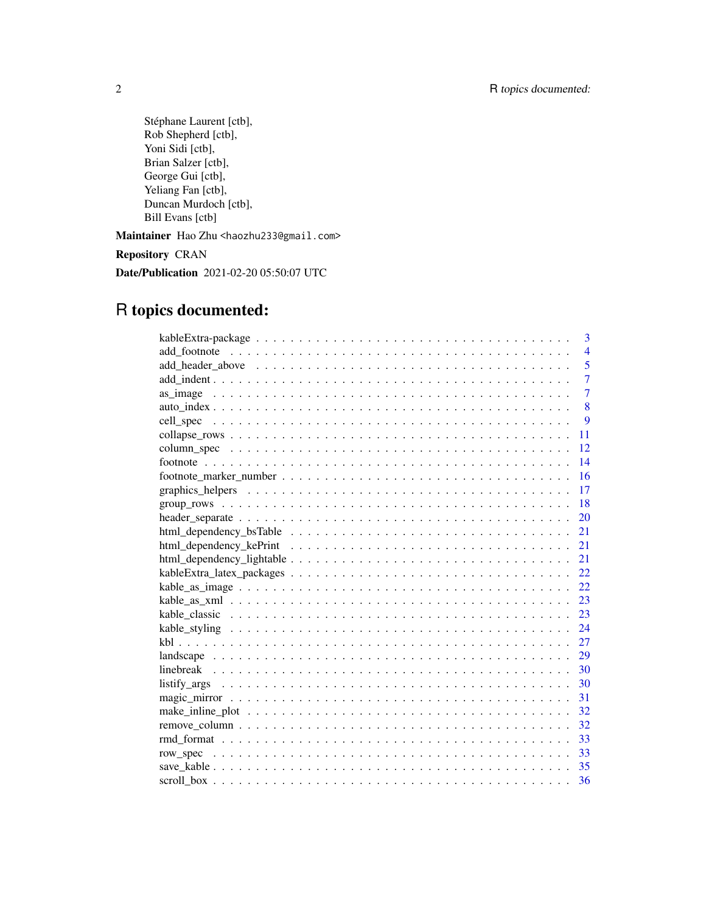Stéphane Laurent [ctb],
Rob Shepherd [ctb],
Yoni Sidi [ctb],
Brian Salzer [ctb],
George Gui [ctb],
Yeliang Fan [ctb],
Duncan Murdoch [ctb],
Bill Evans [ctb]

**Maintainer** Hao Zhu <haozhu233@gmail.com>

**Repository** CRAN

**Date/Publication** 2021-02-20 05:50:07 UTC

# R topics documented:

kableExtra-package . . . . . . . . . . . . . . . . . . . . . . . . . . . . . . . . . . . 3
add_footnote . . . . . . . . . . . . . . . . . . . . . . . . . . . . . . . . . . . . . 4
add_header_above . . . . . . . . . . . . . . . . . . . . . . . . . . . . . . . . . . 5
add_indent . . . . . . . . . . . . . . . . . . . . . . . . . . . . . . . . . . . . . . 7
as_image . . . . . . . . . . . . . . . . . . . . . . . . . . . . . . . . . . . . . . . 7
auto_index . . . . . . . . . . . . . . . . . . . . . . . . . . . . . . . . . . . . . . 8
cell_spec . . . . . . . . . . . . . . . . . . . . . . . . . . . . . . . . . . . . . . . 9
collapse_rows . . . . . . . . . . . . . . . . . . . . . . . . . . . . . . . . . . . . . 11
column_spec . . . . . . . . . . . . . . . . . . . . . . . . . . . . . . . . . . . . . 12
footnote . . . . . . . . . . . . . . . . . . . . . . . . . . . . . . . . . . . . . . . 14
footnote_marker_number . . . . . . . . . . . . . . . . . . . . . . . . . . . . . . 16
graphics_helpers . . . . . . . . . . . . . . . . . . . . . . . . . . . . . . . . . . . 17
group_rows . . . . . . . . . . . . . . . . . . . . . . . . . . . . . . . . . . . . . . 18
header_separate . . . . . . . . . . . . . . . . . . . . . . . . . . . . . . . . . . . 20
html_dependency_bsTable . . . . . . . . . . . . . . . . . . . . . . . . . . . . . 21
html_dependency_kePrint . . . . . . . . . . . . . . . . . . . . . . . . . . . . . . 21
html_dependency_lightable . . . . . . . . . . . . . . . . . . . . . . . . . . . . . 21
kableExtra_latex_packages . . . . . . . . . . . . . . . . . . . . . . . . . . . . . 22
kable_as_image . . . . . . . . . . . . . . . . . . . . . . . . . . . . . . . . . . . . 22
kable_as_xml . . . . . . . . . . . . . . . . . . . . . . . . . . . . . . . . . . . . . 23
kable_classic . . . . . . . . . . . . . . . . . . . . . . . . . . . . . . . . . . . . . 23
kable_styling . . . . . . . . . . . . . . . . . . . . . . . . . . . . . . . . . . . . . 24
kbl . . . . . . . . . . . . . . . . . . . . . . . . . . . . . . . . . . . . . . . . . . 27
landscape . . . . . . . . . . . . . . . . . . . . . . . . . . . . . . . . . . . . . . . 29
linebreak . . . . . . . . . . . . . . . . . . . . . . . . . . . . . . . . . . . . . . . 30
listify_args . . . . . . . . . . . . . . . . . . . . . . . . . . . . . . . . . . . . . . 30
magic_mirror . . . . . . . . . . . . . . . . . . . . . . . . . . . . . . . . . . . . . 31
make_inline_plot . . . . . . . . . . . . . . . . . . . . . . . . . . . . . . . . . . . 32
remove_column . . . . . . . . . . . . . . . . . . . . . . . . . . . . . . . . . . . . 32
rmd_format . . . . . . . . . . . . . . . . . . . . . . . . . . . . . . . . . . . . . . 33
row_spec . . . . . . . . . . . . . . . . . . . . . . . . . . . . . . . . . . . . . . . 33
save_kable . . . . . . . . . . . . . . . . . . . . . . . . . . . . . . . . . . . . . . 35
scroll_box . . . . . . . . . . . . . . . . . . . . . . . . . . . . . . . . . . . . . . . 36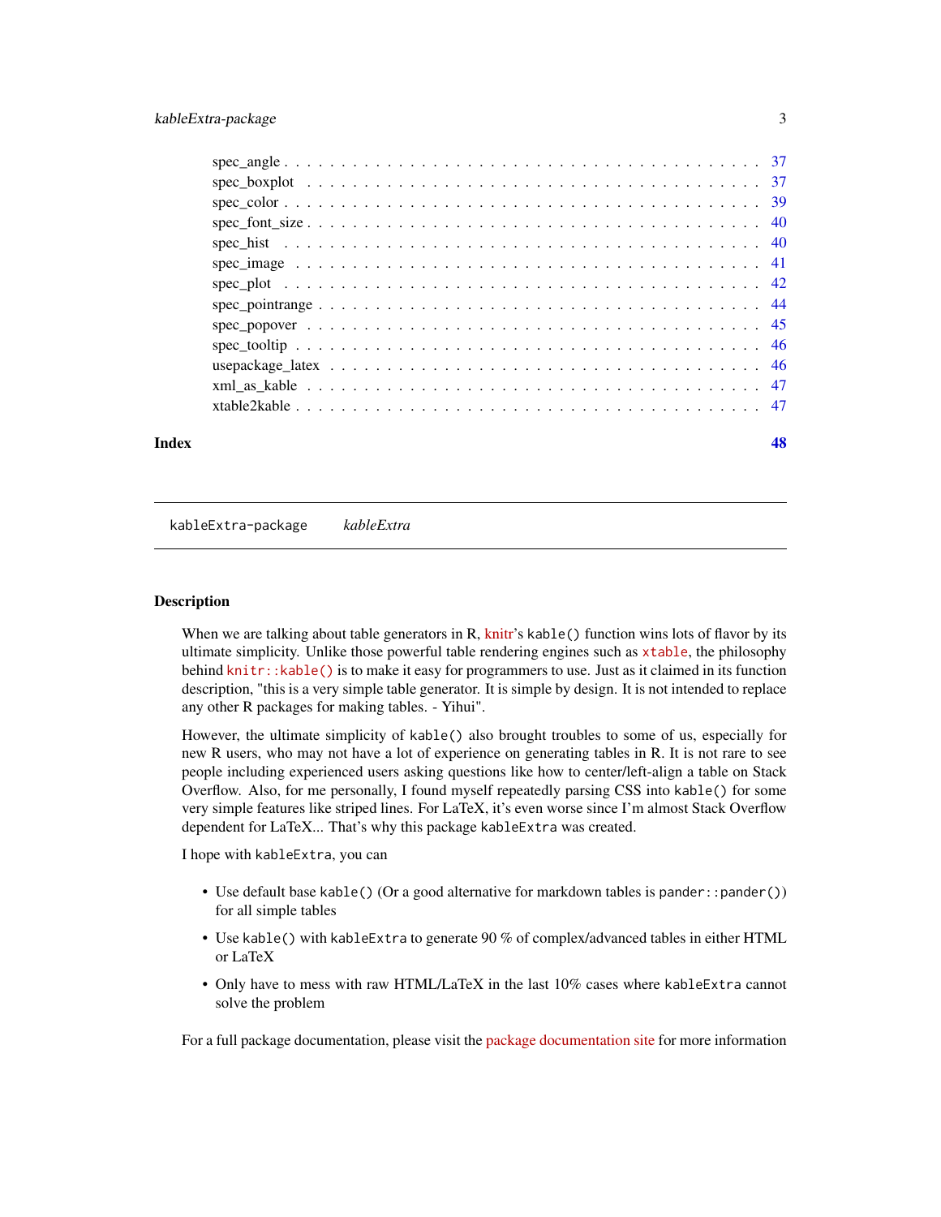| | |
|---|---|
| spec_angle | 37 |
| spec_boxplot | 37 |
| spec_color | 39 |
| spec_font_size | 40 |
| spec_hist | 40 |
| spec_image | 41 |
| spec_plot | 42 |
| spec_pointrange | 44 |
| spec_popover | 45 |
| spec_tooltip | 46 |
| usepackage_latex | 46 |
| xml_as_kable | 47 |
| xtable2kable | 47 |

**Index** 48

---

`kableExtra-package` *kableExtra*

---

## Description

When we are talking about table generators in R, knitr's `kable()` function wins lots of flavor by its ultimate simplicity. Unlike those powerful table rendering engines such as `xtable`, the philosophy behind `knitr::kable()` is to make it easy for programmers to use. Just as it claimed in its function description, "this is a very simple table generator. It is simple by design. It is not intended to replace any other R packages for making tables. - Yihui".

However, the ultimate simplicity of `kable()` also brought troubles to some of us, especially for new R users, who may not have a lot of experience on generating tables in R. It is not rare to see people including experienced users asking questions like how to center/left-align a table on Stack Overflow. Also, for me personally, I found myself repeatedly parsing CSS into `kable()` for some very simple features like striped lines. For LaTeX, it's even worse since I'm almost Stack Overflow dependent for LaTeX... That's why this package `kableExtra` was created.

I hope with `kableExtra`, you can

- Use default base `kable()` (Or a good alternative for markdown tables is `pander::pander()`) for all simple tables
- Use `kable()` with `kableExtra` to generate 90 % of complex/advanced tables in either HTML or LaTeX
- Only have to mess with raw HTML/LaTeX in the last 10% cases where `kableExtra` cannot solve the problem

For a full package documentation, please visit the package documentation site for more information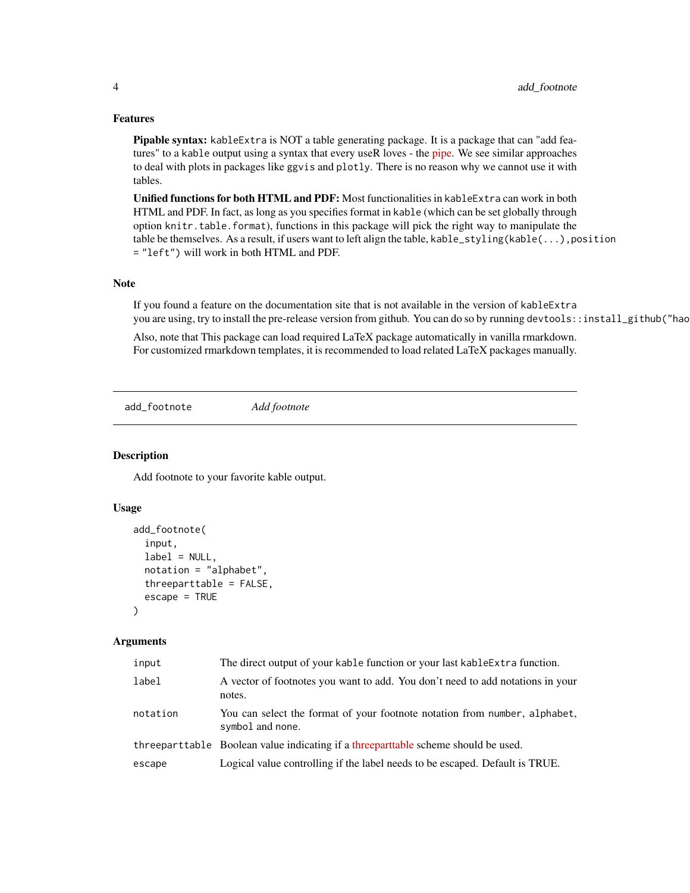### Features

**Pipable syntax:** `kableExtra` is NOT a table generating package. It is a package that can "add features" to a `kable` output using a syntax that every useR loves - the pipe. We see similar approaches to deal with plots in packages like `ggvis` and `plotly`. There is no reason why we cannot use it with tables.

**Unified functions for both HTML and PDF:** Most functionalities in `kableExtra` can work in both HTML and PDF. In fact, as long as you specifies format in `kable` (which can be set globally through option `knitr.table.format`), functions in this package will pick the right way to manipulate the table be themselves. As a result, if users want to left align the table, `kable_styling(kable(...),position = "left")` will work in both HTML and PDF.

### Note

If you found a feature on the documentation site that is not available in the version of `kableExtra` you are using, try to install the pre-release version from github. You can do so by running `devtools::install_github("hao`

Also, note that This package can load required LaTeX package automatically in vanilla rmarkdown. For customized rmarkdown templates, it is recommended to load related LaTeX packages manually.

---

## add_footnote    *Add footnote*

### Description

Add footnote to your favorite kable output.

### Usage

```
add_footnote(
  input,
  label = NULL,
  notation = "alphabet",
  threeparttable = FALSE,
  escape = TRUE
)
```

### Arguments

| | |
|---|---|
| `input` | The direct output of your `kable` function or your last `kableExtra` function. |
| `label` | A vector of footnotes you want to add. You don't need to add notations in your notes. |
| `notation` | You can select the format of your footnote notation from `number`, `alphabet`, `symbol` and `none`. |
| `threeparttable` | Boolean value indicating if a threeparttable scheme should be used. |
| `escape` | Logical value controlling if the label needs to be escaped. Default is TRUE. |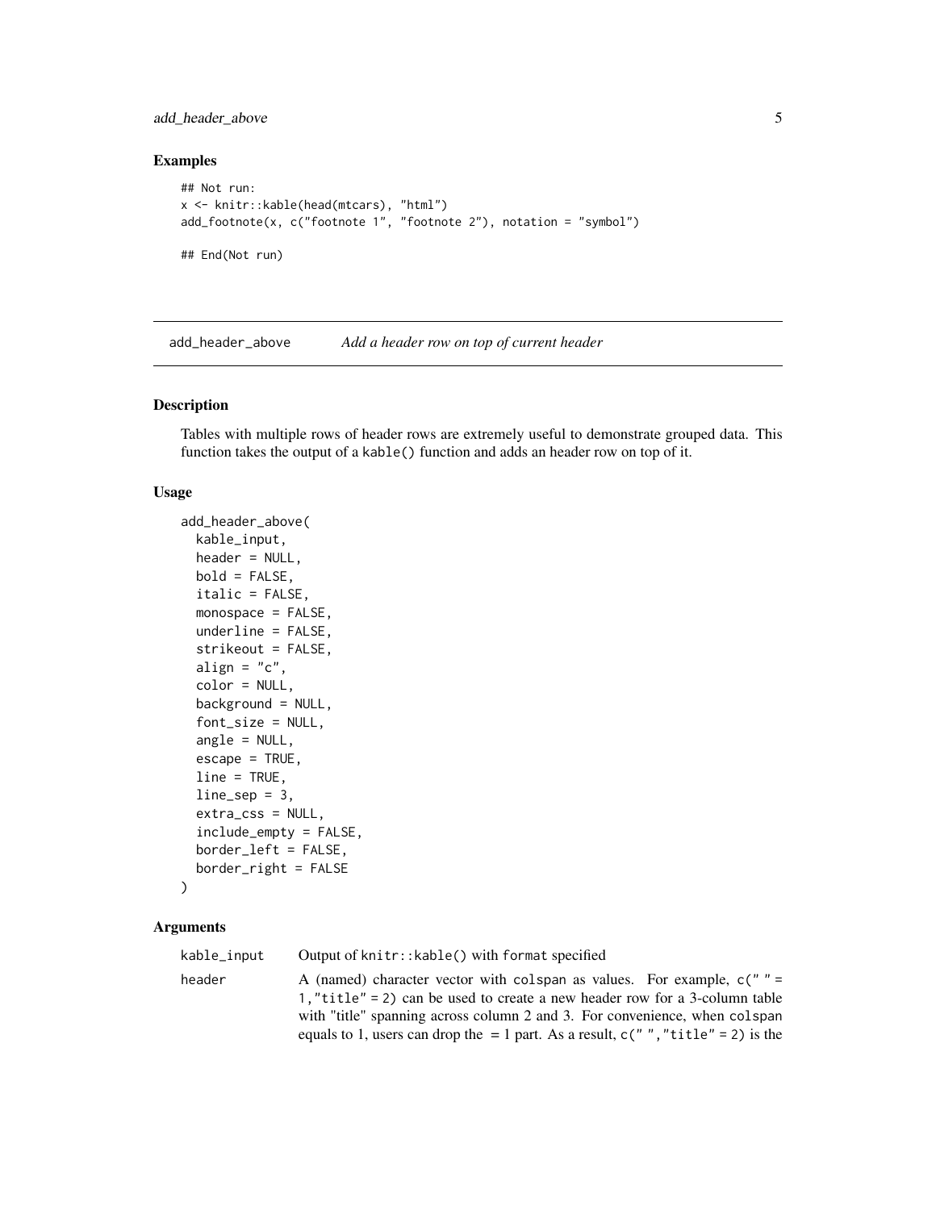## Examples

```
## Not run:
x <- knitr::kable(head(mtcars), "html")
add_footnote(x, c("footnote 1", "footnote 2"), notation = "symbol")

## End(Not run)
```

---

# add_header_above — *Add a header row on top of current header*

---

### Description

Tables with multiple rows of header rows are extremely useful to demonstrate grouped data. This function takes the output of a `kable()` function and adds an header row on top of it.

### Usage

```
add_header_above(
  kable_input,
  header = NULL,
  bold = FALSE,
  italic = FALSE,
  monospace = FALSE,
  underline = FALSE,
  strikeout = FALSE,
  align = "c",
  color = NULL,
  background = NULL,
  font_size = NULL,
  angle = NULL,
  escape = TRUE,
  line = TRUE,
  line_sep = 3,
  extra_css = NULL,
  include_empty = FALSE,
  border_left = FALSE,
  border_right = FALSE
)
```

### Arguments

| | |
|---|---|
| `kable_input` | Output of `knitr::kable()` with `format` specified |
| `header` | A (named) character vector with `colspan` as values. For example, `c(" " = 1,"title" = 2)` can be used to create a new header row for a 3-column table with "title" spanning across column 2 and 3. For convenience, when `colspan` equals to 1, users can drop the = 1 part. As a result, `c(" ","title" = 2)` is the |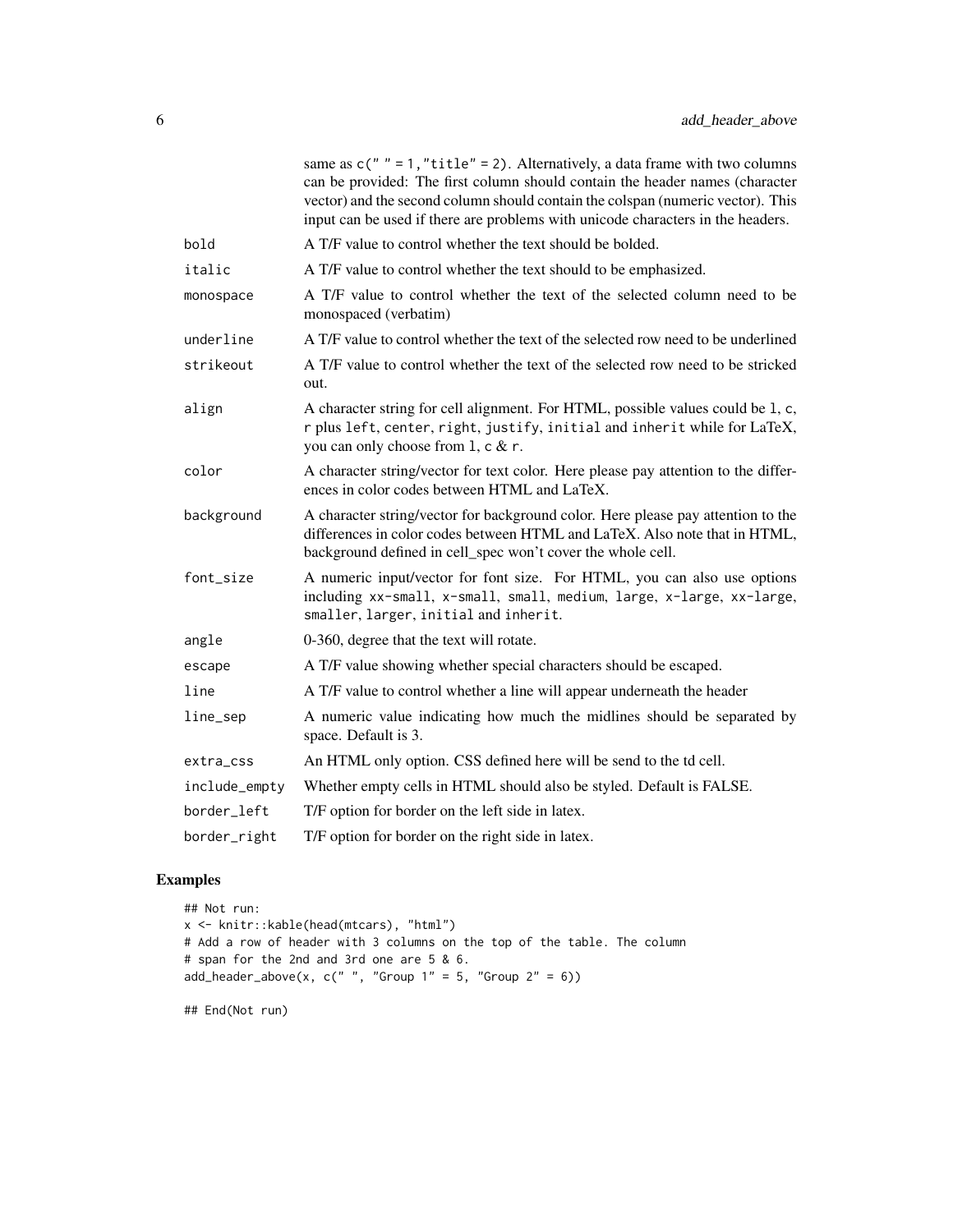same as `c(" " = 1, "title" = 2)`. Alternatively, a data frame with two columns can be provided: The first column should contain the header names (character vector) and the second column should contain the colspan (numeric vector). This input can be used if there are problems with unicode characters in the headers.

| | |
|---|---|
| `bold` | A T/F value to control whether the text should be bolded. |
| `italic` | A T/F value to control whether the text should to be emphasized. |
| `monospace` | A T/F value to control whether the text of the selected column need to be monospaced (verbatim) |
| `underline` | A T/F value to control whether the text of the selected row need to be underlined |
| `strikeout` | A T/F value to control whether the text of the selected row need to be stricked out. |
| `align` | A character string for cell alignment. For HTML, possible values could be `l`, `c`, `r` plus `left`, `center`, `right`, `justify`, `initial` and `inherit` while for LaTeX, you can only choose from `l`, `c` & `r`. |
| `color` | A character string/vector for text color. Here please pay attention to the differences in color codes between HTML and LaTeX. |
| `background` | A character string/vector for background color. Here please pay attention to the differences in color codes between HTML and LaTeX. Also note that in HTML, background defined in cell_spec won't cover the whole cell. |
| `font_size` | A numeric input/vector for font size. For HTML, you can also use options including `xx-small`, `x-small`, `small`, `medium`, `large`, `x-large`, `xx-large`, `smaller`, `larger`, `initial` and `inherit`. |
| `angle` | 0-360, degree that the text will rotate. |
| `escape` | A T/F value showing whether special characters should be escaped. |
| `line` | A T/F value to control whether a line will appear underneath the header |
| `line_sep` | A numeric value indicating how much the midlines should be separated by space. Default is 3. |
| `extra_css` | An HTML only option. CSS defined here will be send to the td cell. |
| `include_empty` | Whether empty cells in HTML should also be styled. Default is FALSE. |
| `border_left` | T/F option for border on the left side in latex. |
| `border_right` | T/F option for border on the right side in latex. |

## Examples

```
## Not run:
x <- knitr::kable(head(mtcars), "html")
# Add a row of header with 3 columns on the top of the table. The column
# span for the 2nd and 3rd one are 5 & 6.
add_header_above(x, c(" ", "Group 1" = 5, "Group 2" = 6))

## End(Not run)
```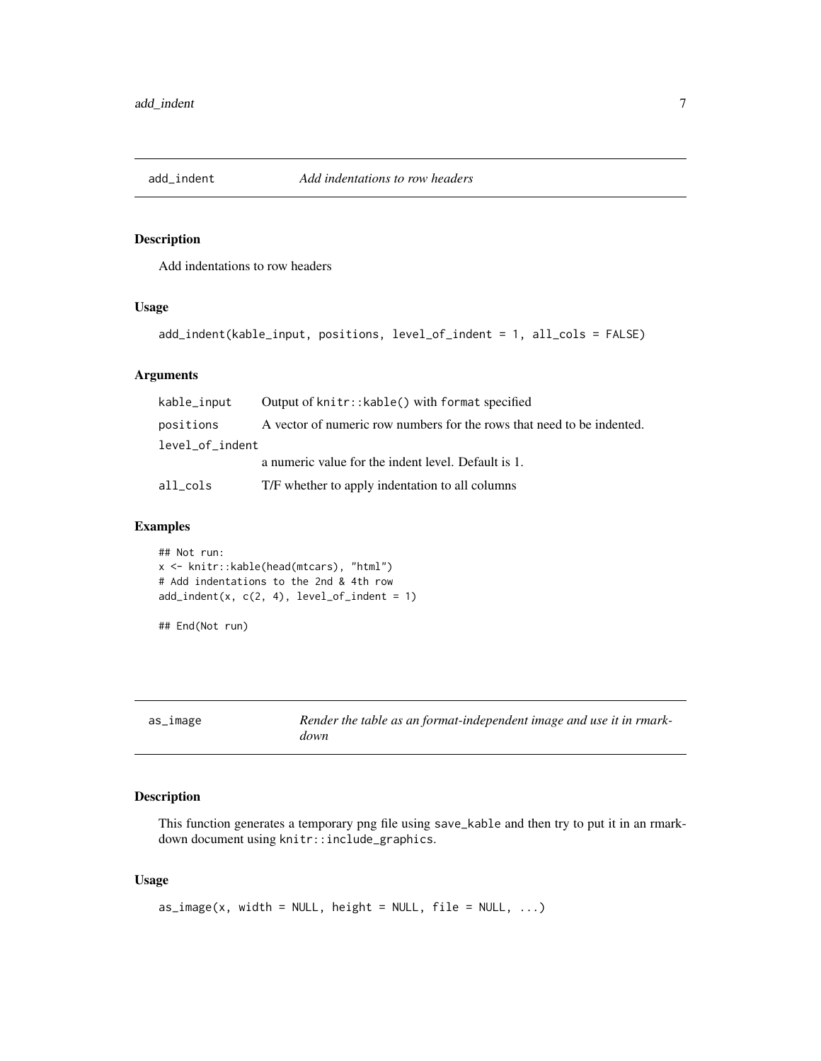## add_indent — *Add indentations to row headers*

### Description

Add indentations to row headers

### Usage

```
add_indent(kable_input, positions, level_of_indent = 1, all_cols = FALSE)
```

### Arguments

| | |
|---|---|
| kable_input | Output of `knitr::kable()` with `format` specified |
| positions | A vector of numeric row numbers for the rows that need to be indented. |
| level_of_indent | a numeric value for the indent level. Default is 1. |
| all_cols | T/F whether to apply indentation to all columns |

### Examples

```
## Not run:
x <- knitr::kable(head(mtcars), "html")
# Add indentations to the 2nd & 4th row
add_indent(x, c(2, 4), level_of_indent = 1)

## End(Not run)
```

## as_image — *Render the table as an format-independent image and use it in rmarkdown*

### Description

This function generates a temporary png file using `save_kable` and then try to put it in an rmarkdown document using `knitr::include_graphics`.

### Usage

```
as_image(x, width = NULL, height = NULL, file = NULL, ...)
```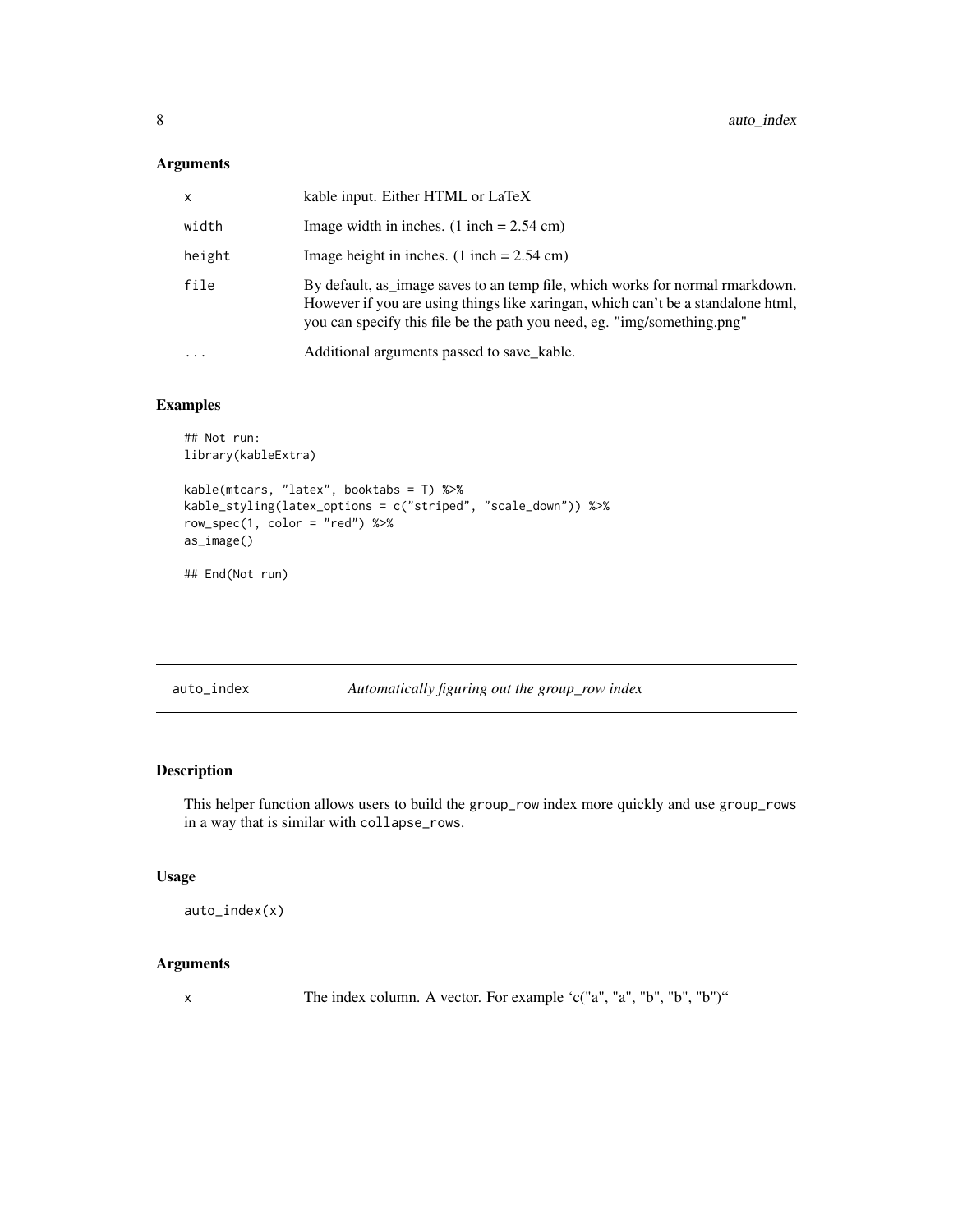## Arguments

| | |
|---|---|
| x | kable input. Either HTML or LaTeX |
| width | Image width in inches. (1 inch = 2.54 cm) |
| height | Image height in inches. (1 inch = 2.54 cm) |
| file | By default, as_image saves to an temp file, which works for normal rmarkdown. However if you are using things like xaringan, which can't be a standalone html, you can specify this file be the path you need, eg. "img/something.png" |
| ... | Additional arguments passed to save_kable. |

## Examples

```
## Not run:
library(kableExtra)

kable(mtcars, "latex", booktabs = T) %>%
kable_styling(latex_options = c("striped", "scale_down")) %>%
row_spec(1, color = "red") %>%
as_image()

## End(Not run)
```

---

# auto_index *Automatically figuring out the group_row index*

## Description

This helper function allows users to build the `group_row` index more quickly and use `group_rows` in a way that is similar with `collapse_rows`.

## Usage

```
auto_index(x)
```

## Arguments

| | |
|---|---|
| x | The index column. A vector. For example 'c("a", "a", "b", "b", "b")" |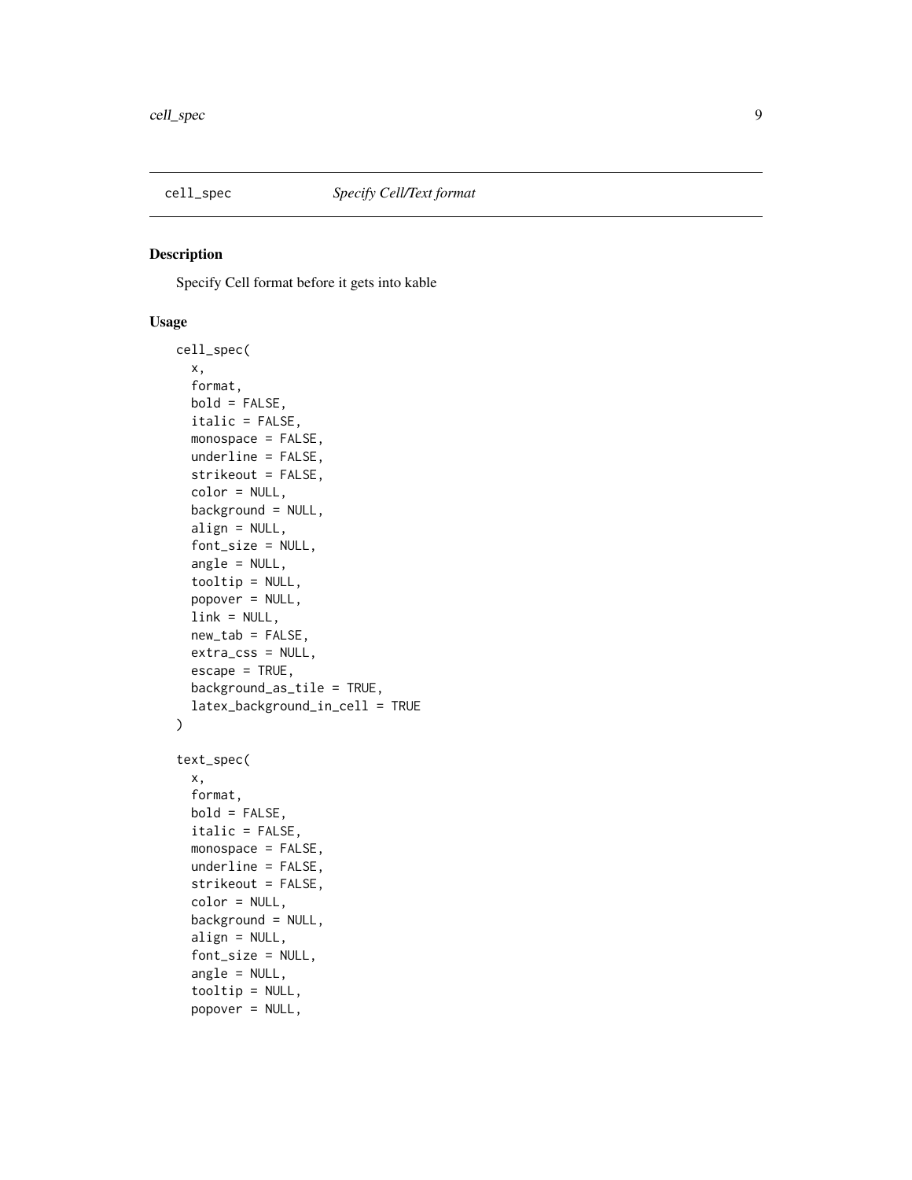## cell_spec — *Specify Cell/Text format*

### Description

Specify Cell format before it gets into kable

### Usage

```
cell_spec(
  x,
  format,
  bold = FALSE,
  italic = FALSE,
  monospace = FALSE,
  underline = FALSE,
  strikeout = FALSE,
  color = NULL,
  background = NULL,
  align = NULL,
  font_size = NULL,
  angle = NULL,
  tooltip = NULL,
  popover = NULL,
  link = NULL,
  new_tab = FALSE,
  extra_css = NULL,
  escape = TRUE,
  background_as_tile = TRUE,
  latex_background_in_cell = TRUE
)

text_spec(
  x,
  format,
  bold = FALSE,
  italic = FALSE,
  monospace = FALSE,
  underline = FALSE,
  strikeout = FALSE,
  color = NULL,
  background = NULL,
  align = NULL,
  font_size = NULL,
  angle = NULL,
  tooltip = NULL,
  popover = NULL,
```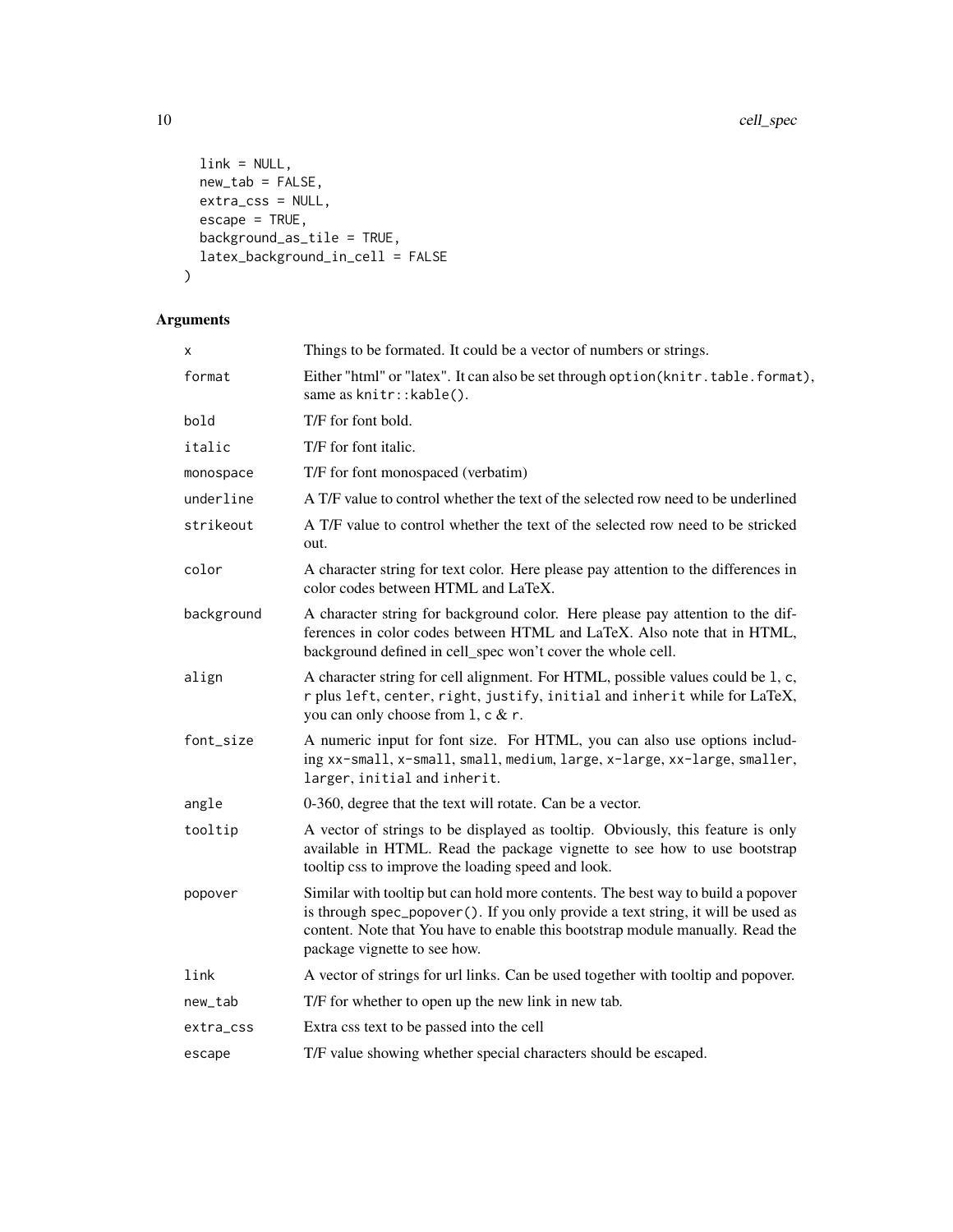```
  link = NULL,
  new_tab = FALSE,
  extra_css = NULL,
  escape = TRUE,
  background_as_tile = TRUE,
  latex_background_in_cell = FALSE
)
```

## Arguments

| | |
|---|---|
| x | Things to be formated. It could be a vector of numbers or strings. |
| format | Either "html" or "latex". It can also be set through `option(knitr.table.format)`, same as `knitr::kable()`. |
| bold | T/F for font bold. |
| italic | T/F for font italic. |
| monospace | T/F for font monospaced (verbatim) |
| underline | A T/F value to control whether the text of the selected row need to be underlined |
| strikeout | A T/F value to control whether the text of the selected row need to be stricked out. |
| color | A character string for text color. Here please pay attention to the differences in color codes between HTML and LaTeX. |
| background | A character string for background color. Here please pay attention to the differences in color codes between HTML and LaTeX. Also note that in HTML, background defined in cell_spec won't cover the whole cell. |
| align | A character string for cell alignment. For HTML, possible values could be `l`, `c`, `r` plus `left`, `center`, `right`, `justify`, `initial` and `inherit` while for LaTeX, you can only choose from `l`, `c` & `r`. |
| font_size | A numeric input for font size. For HTML, you can also use options including `xx-small`, `x-small`, `small`, `medium`, `large`, `x-large`, `xx-large`, `smaller`, `larger`, `initial` and `inherit`. |
| angle | 0-360, degree that the text will rotate. Can be a vector. |
| tooltip | A vector of strings to be displayed as tooltip. Obviously, this feature is only available in HTML. Read the package vignette to see how to use bootstrap tooltip css to improve the loading speed and look. |
| popover | Similar with tooltip but can hold more contents. The best way to build a popover is through `spec_popover()`. If you only provide a text string, it will be used as content. Note that You have to enable this bootstrap module manually. Read the package vignette to see how. |
| link | A vector of strings for url links. Can be used together with tooltip and popover. |
| new_tab | T/F for whether to open up the new link in new tab. |
| extra_css | Extra css text to be passed into the cell |
| escape | T/F value showing whether special characters should be escaped. |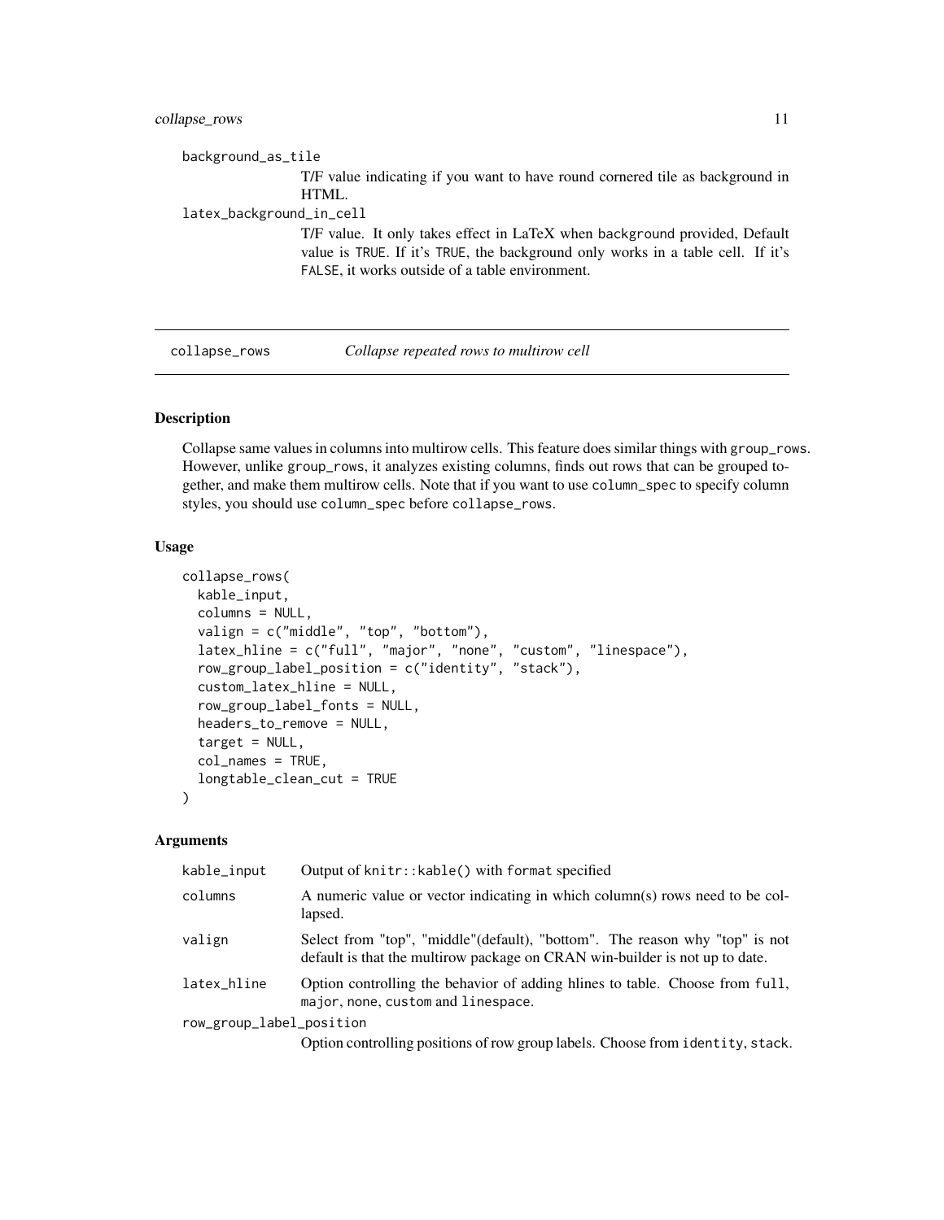background_as_tile
: T/F value indicating if you want to have round cornered tile as background in HTML.

latex_background_in_cell
: T/F value. It only takes effect in LaTeX when background provided, Default value is TRUE. If it's TRUE, the background only works in a table cell. If it's FALSE, it works outside of a table environment.

---

## collapse_rows — *Collapse repeated rows to multirow cell*

### Description

Collapse same values in columns into multirow cells. This feature does similar things with group_rows. However, unlike group_rows, it analyzes existing columns, finds out rows that can be grouped together, and make them multirow cells. Note that if you want to use column_spec to specify column styles, you should use column_spec before collapse_rows.

### Usage

```
collapse_rows(
  kable_input,
  columns = NULL,
  valign = c("middle", "top", "bottom"),
  latex_hline = c("full", "major", "none", "custom", "linespace"),
  row_group_label_position = c("identity", "stack"),
  custom_latex_hline = NULL,
  row_group_label_fonts = NULL,
  headers_to_remove = NULL,
  target = NULL,
  col_names = TRUE,
  longtable_clean_cut = TRUE
)
```

### Arguments

| | |
|---|---|
| kable_input | Output of knitr::kable() with format specified |
| columns | A numeric value or vector indicating in which column(s) rows need to be collapsed. |
| valign | Select from "top", "middle"(default), "bottom". The reason why "top" is not default is that the multirow package on CRAN win-builder is not up to date. |
| latex_hline | Option controlling the behavior of adding hlines to table. Choose from full, major, none, custom and linespace. |
| row_group_label_position | Option controlling positions of row group labels. Choose from identity, stack. |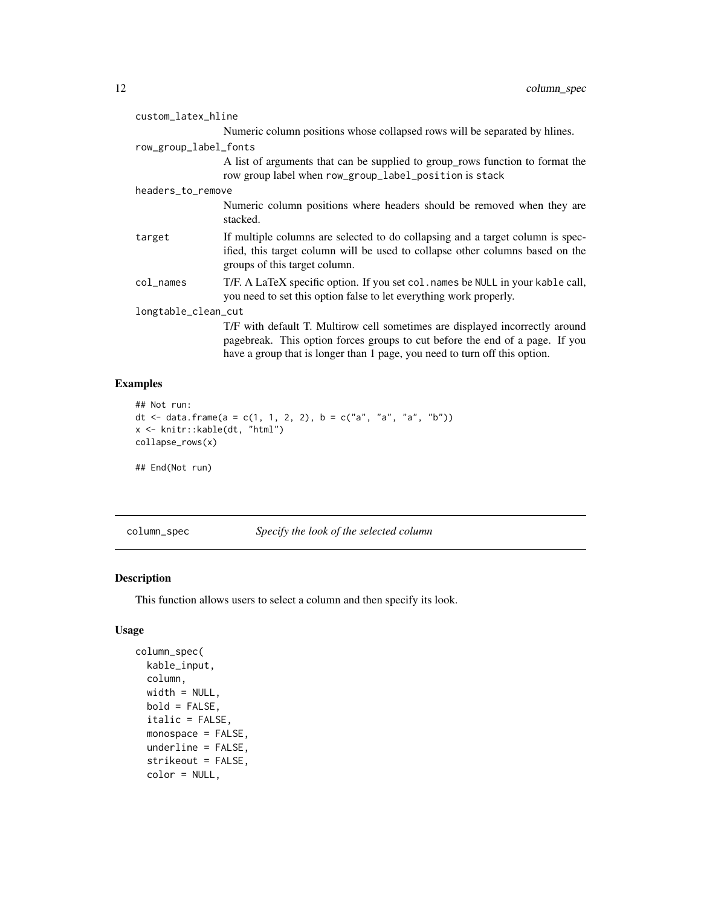custom_latex_hline
: Numeric column positions whose collapsed rows will be separated by hlines.

row_group_label_fonts
: A list of arguments that can be supplied to group_rows function to format the row group label when `row_group_label_position` is `stack`

headers_to_remove
: Numeric column positions where headers should be removed when they are stacked.

target
: If multiple columns are selected to do collapsing and a target column is specified, this target column will be used to collapse other columns based on the groups of this target column.

col_names
: T/F. A LaTeX specific option. If you set `col.names` be `NULL` in your `kable` call, you need to set this option false to let everything work properly.

longtable_clean_cut
: T/F with default T. Multirow cell sometimes are displayed incorrectly around pagebreak. This option forces groups to cut before the end of a page. If you have a group that is longer than 1 page, you need to turn off this option.

### Examples

```
## Not run:
dt <- data.frame(a = c(1, 1, 2, 2), b = c("a", "a", "a", "b"))
x <- knitr::kable(dt, "html")
collapse_rows(x)

## End(Not run)
```

---

## column_spec — *Specify the look of the selected column*

### Description

This function allows users to select a column and then specify its look.

### Usage

```
column_spec(
  kable_input,
  column,
  width = NULL,
  bold = FALSE,
  italic = FALSE,
  monospace = FALSE,
  underline = FALSE,
  strikeout = FALSE,
  color = NULL,
```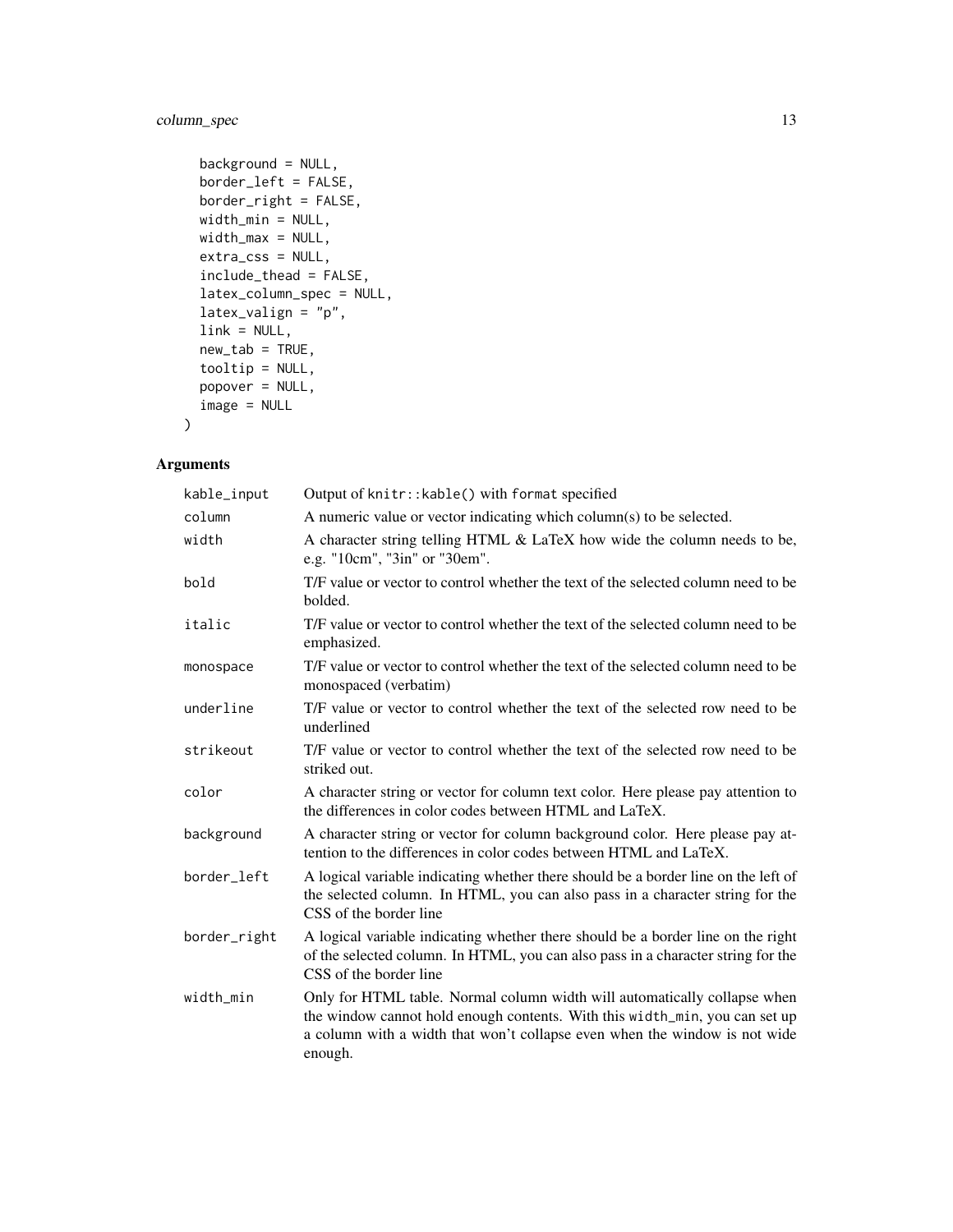```
  background = NULL,
  border_left = FALSE,
  border_right = FALSE,
  width_min = NULL,
  width_max = NULL,
  extra_css = NULL,
  include_thead = FALSE,
  latex_column_spec = NULL,
  latex_valign = "p",
  link = NULL,
  new_tab = TRUE,
  tooltip = NULL,
  popover = NULL,
  image = NULL
)
```

## Arguments

| | |
|---|---|
| `kable_input` | Output of `knitr::kable()` with `format` specified |
| `column` | A numeric value or vector indicating which column(s) to be selected. |
| `width` | A character string telling HTML & LaTeX how wide the column needs to be, e.g. "10cm", "3in" or "30em". |
| `bold` | T/F value or vector to control whether the text of the selected column need to be bolded. |
| `italic` | T/F value or vector to control whether the text of the selected column need to be emphasized. |
| `monospace` | T/F value or vector to control whether the text of the selected column need to be monospaced (verbatim) |
| `underline` | T/F value or vector to control whether the text of the selected row need to be underlined |
| `strikeout` | T/F value or vector to control whether the text of the selected row need to be striked out. |
| `color` | A character string or vector for column text color. Here please pay attention to the differences in color codes between HTML and LaTeX. |
| `background` | A character string or vector for column background color. Here please pay attention to the differences in color codes between HTML and LaTeX. |
| `border_left` | A logical variable indicating whether there should be a border line on the left of the selected column. In HTML, you can also pass in a character string for the CSS of the border line |
| `border_right` | A logical variable indicating whether there should be a border line on the right of the selected column. In HTML, you can also pass in a character string for the CSS of the border line |
| `width_min` | Only for HTML table. Normal column width will automatically collapse when the window cannot hold enough contents. With this `width_min`, you can set up a column with a width that won't collapse even when the window is not wide enough. |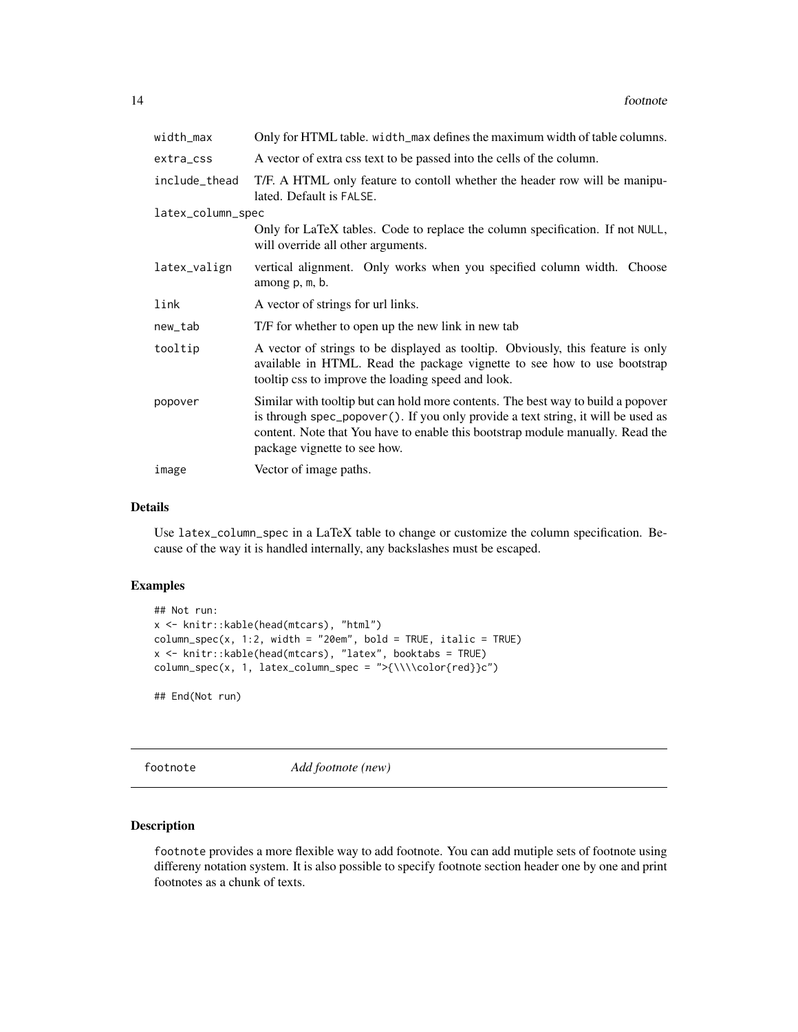| | |
|---|---|
| `width_max` | Only for HTML table. `width_max` defines the maximum width of table columns. |
| `extra_css` | A vector of extra css text to be passed into the cells of the column. |
| `include_thead` | T/F. A HTML only feature to contoll whether the header row will be manipulated. Default is `FALSE`. |
| `latex_column_spec` | Only for LaTeX tables. Code to replace the column specification. If not `NULL`, will override all other arguments. |
| `latex_valign` | vertical alignment. Only works when you specified column width. Choose among `p`, `m`, `b`. |
| `link` | A vector of strings for url links. |
| `new_tab` | T/F for whether to open up the new link in new tab |
| `tooltip` | A vector of strings to be displayed as tooltip. Obviously, this feature is only available in HTML. Read the package vignette to see how to use bootstrap tooltip css to improve the loading speed and look. |
| `popover` | Similar with tooltip but can hold more contents. The best way to build a popover is through `spec_popover()`. If you only provide a text string, it will be used as content. Note that You have to enable this bootstrap module manually. Read the package vignette to see how. |
| `image` | Vector of image paths. |

## Details

Use `latex_column_spec` in a LaTeX table to change or customize the column specification. Because of the way it is handled internally, any backslashes must be escaped.

## Examples

```
## Not run:
x <- knitr::kable(head(mtcars), "html")
column_spec(x, 1:2, width = "20em", bold = TRUE, italic = TRUE)
x <- knitr::kable(head(mtcars), "latex", booktabs = TRUE)
column_spec(x, 1, latex_column_spec = ">{\\\\color{red}}c")

## End(Not run)
```

---

# footnote *Add footnote (new)*

## Description

`footnote` provides a more flexible way to add footnote. You can add mutiple sets of footnote using differeny notation system. It is also possible to specify footnote section header one by one and print footnotes as a chunk of texts.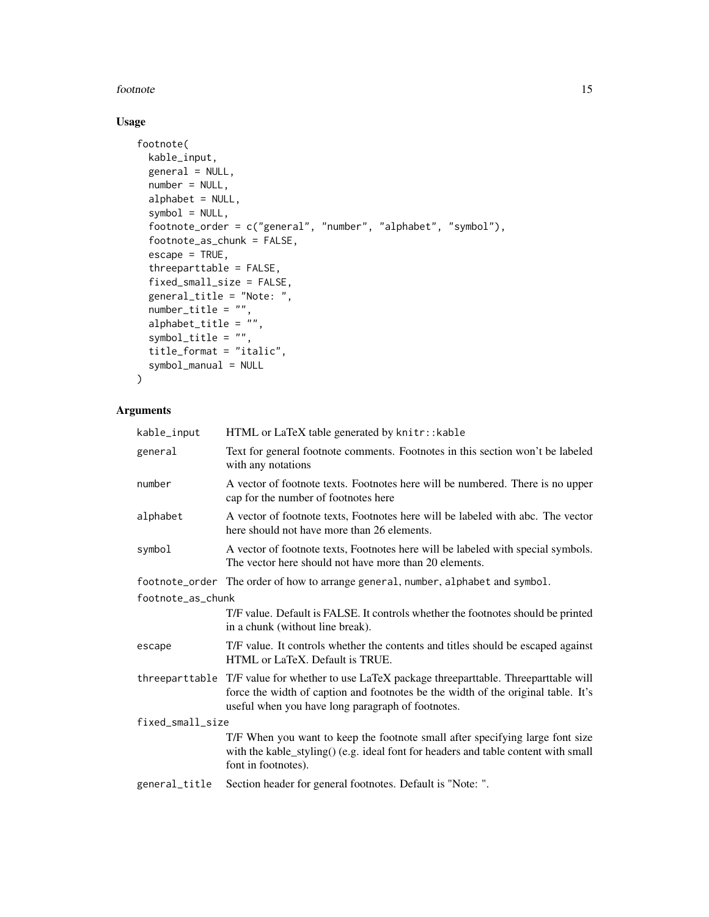### Usage

```
footnote(
  kable_input,
  general = NULL,
  number = NULL,
  alphabet = NULL,
  symbol = NULL,
  footnote_order = c("general", "number", "alphabet", "symbol"),
  footnote_as_chunk = FALSE,
  escape = TRUE,
  threeparttable = FALSE,
  fixed_small_size = FALSE,
  general_title = "Note: ",
  number_title = "",
  alphabet_title = "",
  symbol_title = "",
  title_format = "italic",
  symbol_manual = NULL
)
```

### Arguments

| | |
|---|---|
| `kable_input` | HTML or LaTeX table generated by `knitr::kable` |
| `general` | Text for general footnote comments. Footnotes in this section won't be labeled with any notations |
| `number` | A vector of footnote texts. Footnotes here will be numbered. There is no upper cap for the number of footnotes here |
| `alphabet` | A vector of footnote texts, Footnotes here will be labeled with abc. The vector here should not have more than 26 elements. |
| `symbol` | A vector of footnote texts, Footnotes here will be labeled with special symbols. The vector here should not have more than 20 elements. |
| `footnote_order` | The order of how to arrange `general`, `number`, `alphabet` and `symbol`. |
| `footnote_as_chunk` | T/F value. Default is FALSE. It controls whether the footnotes should be printed in a chunk (without line break). |
| `escape` | T/F value. It controls whether the contents and titles should be escaped against HTML or LaTeX. Default is TRUE. |
| `threeparttable` | T/F value for whether to use LaTeX package threeparttable. Threeparttable will force the width of caption and footnotes be the width of the original table. It's useful when you have long paragraph of footnotes. |
| `fixed_small_size` | T/F When you want to keep the footnote small after specifying large font size with the kable_styling() (e.g. ideal font for headers and table content with small font in footnotes). |
| `general_title` | Section header for general footnotes. Default is "Note: ". |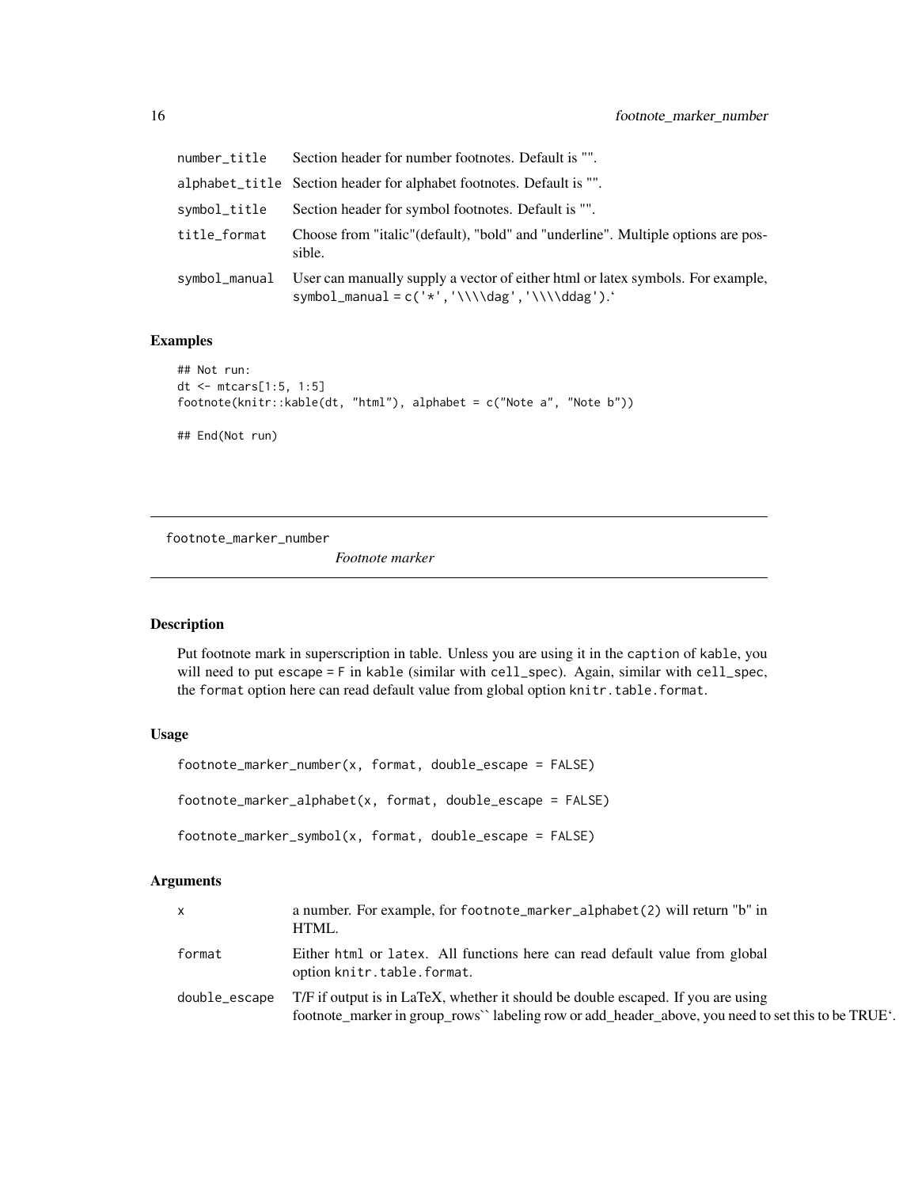| | |
|---|---|
| number_title | Section header for number footnotes. Default is "". |
| alphabet_title | Section header for alphabet footnotes. Default is "". |
| symbol_title | Section header for symbol footnotes. Default is "". |
| title_format | Choose from "italic"(default), "bold" and "underline". Multiple options are possible. |
| symbol_manual | User can manually supply a vector of either html or latex symbols. For example, `symbol_manual = c('*','\\\\dag','\\\\ddag')`.` |

## Examples

```
## Not run:
dt <- mtcars[1:5, 1:5]
footnote(knitr::kable(dt, "html"), alphabet = c("Note a", "Note b"))

## End(Not run)
```

---

# footnote_marker_number

*Footnote marker*

## Description

Put footnote mark in superscription in table. Unless you are using it in the `caption` of `kable`, you will need to put `escape = F` in `kable` (similar with `cell_spec`). Again, similar with `cell_spec`, the `format` option here can read default value from global option `knitr.table.format`.

## Usage

```
footnote_marker_number(x, format, double_escape = FALSE)

footnote_marker_alphabet(x, format, double_escape = FALSE)

footnote_marker_symbol(x, format, double_escape = FALSE)
```

## Arguments

| | |
|---|---|
| x | a number. For example, for `footnote_marker_alphabet(2)` will return "b" in HTML. |
| format | Either `html` or `latex`. All functions here can read default value from global option `knitr.table.format`. |
| double_escape | T/F if output is in LaTeX, whether it should be double escaped. If you are using footnote_marker in group_rows`` labeling row or add_header_above, you need to set this to be TRUE`. |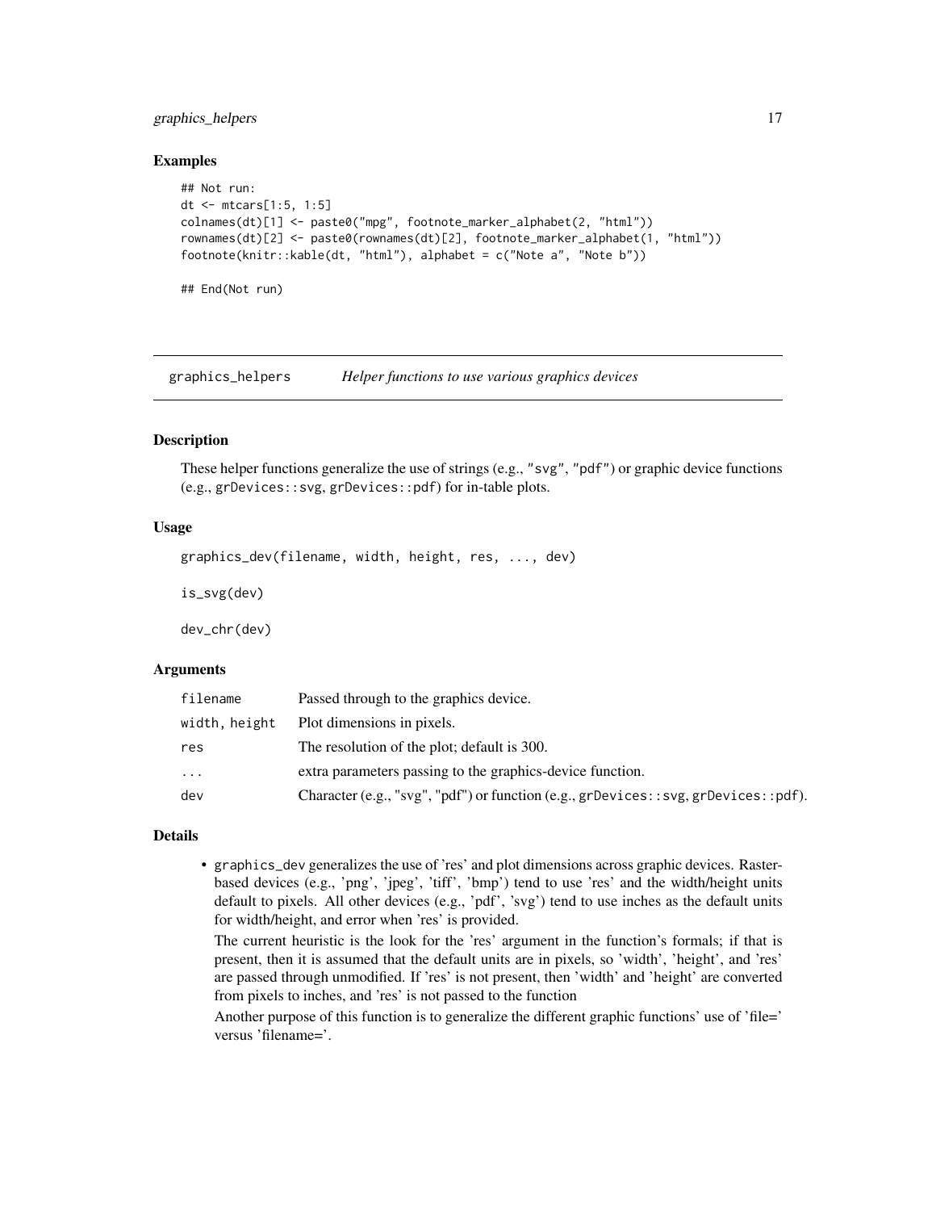## Examples

```
## Not run:
dt <- mtcars[1:5, 1:5]
colnames(dt)[1] <- paste0("mpg", footnote_marker_alphabet(2, "html"))
rownames(dt)[2] <- paste0(rownames(dt)[2], footnote_marker_alphabet(1, "html"))
footnote(knitr::kable(dt, "html"), alphabet = c("Note a", "Note b"))

## End(Not run)
```

---

# graphics_helpers *Helper functions to use various graphics devices*

---

## Description

These helper functions generalize the use of strings (e.g., "svg", "pdf") or graphic device functions (e.g., grDevices::svg, grDevices::pdf) for in-table plots.

## Usage

```
graphics_dev(filename, width, height, res, ..., dev)

is_svg(dev)

dev_chr(dev)
```

## Arguments

| | |
|---|---|
| filename | Passed through to the graphics device. |
| width, height | Plot dimensions in pixels. |
| res | The resolution of the plot; default is 300. |
| ... | extra parameters passing to the graphics-device function. |
| dev | Character (e.g., "svg", "pdf") or function (e.g., grDevices::svg, grDevices::pdf). |

## Details

- graphics_dev generalizes the use of 'res' and plot dimensions across graphic devices. Raster-based devices (e.g., 'png', 'jpeg', 'tiff', 'bmp') tend to use 'res' and the width/height units default to pixels. All other devices (e.g., 'pdf', 'svg') tend to use inches as the default units for width/height, and error when 'res' is provided.

  The current heuristic is the look for the 'res' argument in the function's formals; if that is present, then it is assumed that the default units are in pixels, so 'width', 'height', and 'res' are passed through unmodified. If 'res' is not present, then 'width' and 'height' are converted from pixels to inches, and 'res' is not passed to the function

  Another purpose of this function is to generalize the different graphic functions' use of 'file=' versus 'filename='.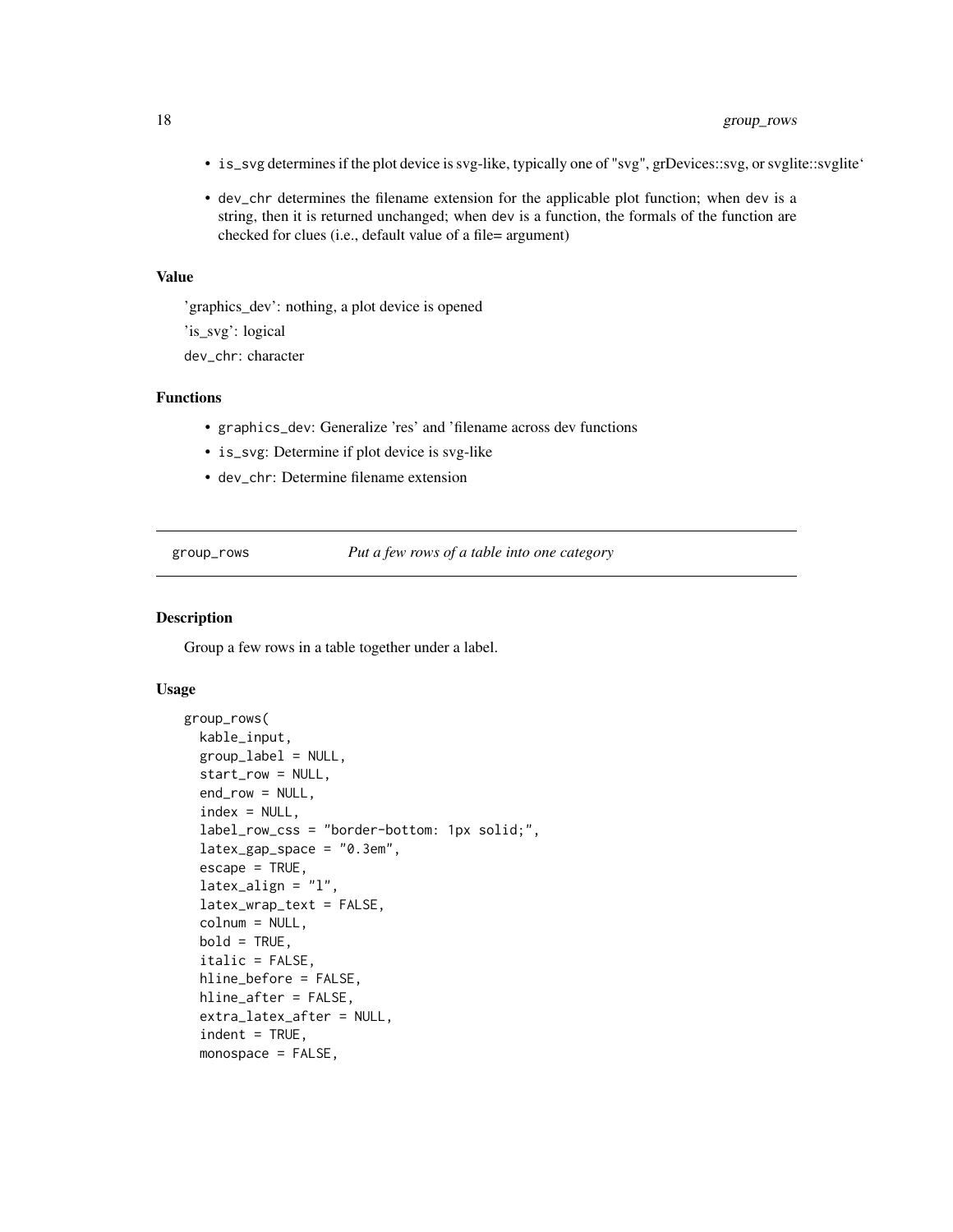- is_svg determines if the plot device is svg-like, typically one of "svg", grDevices::svg, or svglite::svglite`
- dev_chr determines the filename extension for the applicable plot function; when dev is a string, then it is returned unchanged; when dev is a function, the formals of the function are checked for clues (i.e., default value of a file= argument)

### Value

'graphics_dev': nothing, a plot device is opened

'is_svg': logical

dev_chr: character

### Functions

- graphics_dev: Generalize 'res' and 'filename across dev functions
- is_svg: Determine if plot device is svg-like
- dev_chr: Determine filename extension

## group_rows — *Put a few rows of a table into one category*

### Description

Group a few rows in a table together under a label.

### Usage

```
group_rows(
  kable_input,
  group_label = NULL,
  start_row = NULL,
  end_row = NULL,
  index = NULL,
  label_row_css = "border-bottom: 1px solid;",
  latex_gap_space = "0.3em",
  escape = TRUE,
  latex_align = "l",
  latex_wrap_text = FALSE,
  colnum = NULL,
  bold = TRUE,
  italic = FALSE,
  hline_before = FALSE,
  hline_after = FALSE,
  extra_latex_after = NULL,
  indent = TRUE,
  monospace = FALSE,
```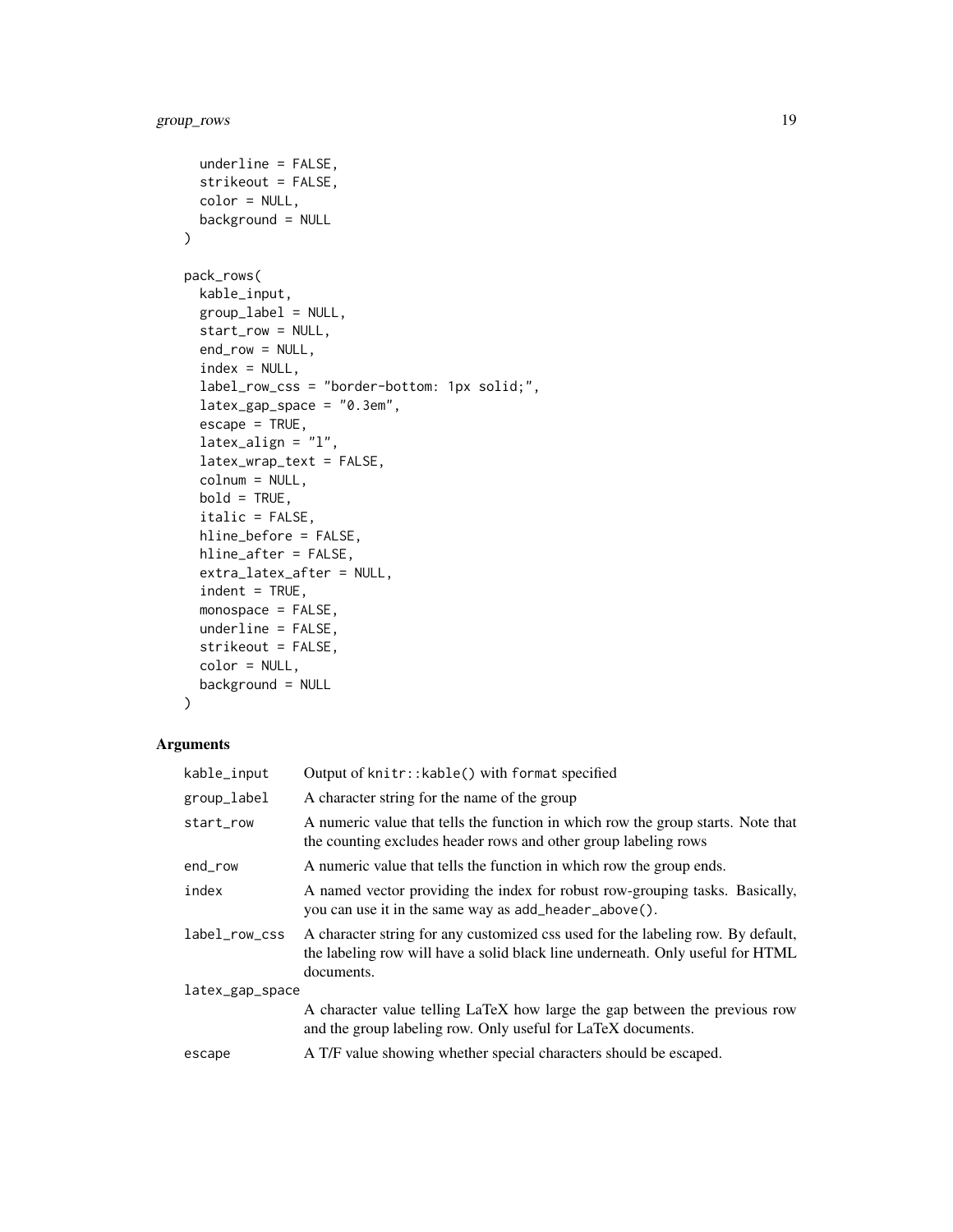```
  underline = FALSE,
  strikeout = FALSE,
  color = NULL,
  background = NULL
)

pack_rows(
  kable_input,
  group_label = NULL,
  start_row = NULL,
  end_row = NULL,
  index = NULL,
  label_row_css = "border-bottom: 1px solid;",
  latex_gap_space = "0.3em",
  escape = TRUE,
  latex_align = "l",
  latex_wrap_text = FALSE,
  colnum = NULL,
  bold = TRUE,
  italic = FALSE,
  hline_before = FALSE,
  hline_after = FALSE,
  extra_latex_after = NULL,
  indent = TRUE,
  monospace = FALSE,
  underline = FALSE,
  strikeout = FALSE,
  color = NULL,
  background = NULL
)
```

### Arguments

| | |
|---|---|
| kable_input | Output of `knitr::kable()` with `format` specified |
| group_label | A character string for the name of the group |
| start_row | A numeric value that tells the function in which row the group starts. Note that the counting excludes header rows and other group labeling rows |
| end_row | A numeric value that tells the function in which row the group ends. |
| index | A named vector providing the index for robust row-grouping tasks. Basically, you can use it in the same way as `add_header_above()`. |
| label_row_css | A character string for any customized css used for the labeling row. By default, the labeling row will have a solid black line underneath. Only useful for HTML documents. |
| latex_gap_space | A character value telling LaTeX how large the gap between the previous row and the group labeling row. Only useful for LaTeX documents. |
| escape | A T/F value showing whether special characters should be escaped. |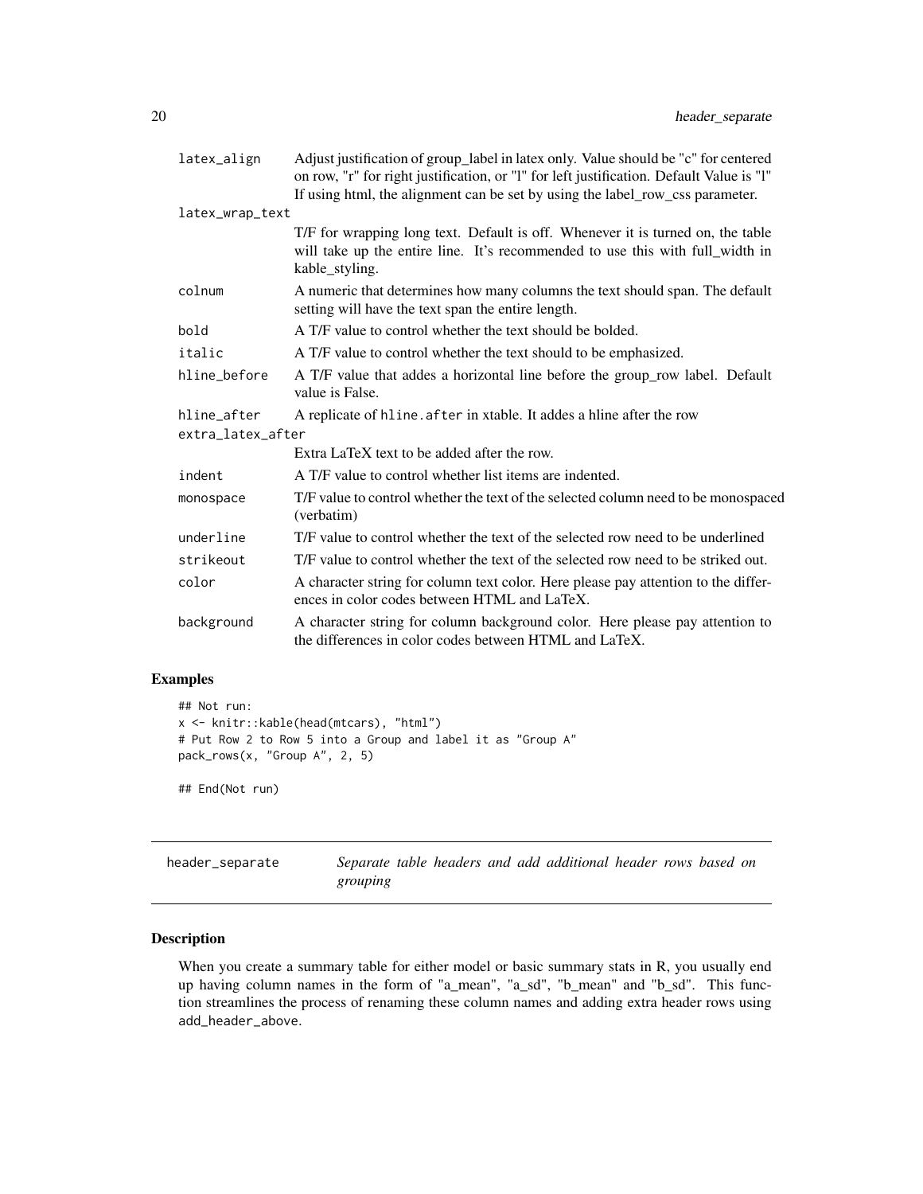| | |
|---|---|
| `latex_align` | Adjust justification of group_label in latex only. Value should be "c" for centered on row, "r" for right justification, or "l" for left justification. Default Value is "l" If using html, the alignment can be set by using the label_row_css parameter. |
| `latex_wrap_text` | T/F for wrapping long text. Default is off. Whenever it is turned on, the table will take up the entire line. It's recommended to use this with full_width in kable_styling. |
| `colnum` | A numeric that determines how many columns the text should span. The default setting will have the text span the entire length. |
| `bold` | A T/F value to control whether the text should be bolded. |
| `italic` | A T/F value to control whether the text should to be emphasized. |
| `hline_before` | A T/F value that addes a horizontal line before the group_row label. Default value is False. |
| `hline_after` | A replicate of `hline.after` in xtable. It addes a hline after the row |
| `extra_latex_after` | Extra LaTeX text to be added after the row. |
| `indent` | A T/F value to control whether list items are indented. |
| `monospace` | T/F value to control whether the text of the selected column need to be monospaced (verbatim) |
| `underline` | T/F value to control whether the text of the selected row need to be underlined |
| `strikeout` | T/F value to control whether the text of the selected row need to be striked out. |
| `color` | A character string for column text color. Here please pay attention to the differences in color codes between HTML and LaTeX. |
| `background` | A character string for column background color. Here please pay attention to the differences in color codes between HTML and LaTeX. |

## Examples

```
## Not run:
x <- knitr::kable(head(mtcars), "html")
# Put Row 2 to Row 5 into a Group and label it as "Group A"
pack_rows(x, "Group A", 2, 5)

## End(Not run)
```

---

# header_separate *Separate table headers and add additional header rows based on grouping*

## Description

When you create a summary table for either model or basic summary stats in R, you usually end up having column names in the form of "a_mean", "a_sd", "b_mean" and "b_sd". This function streamlines the process of renaming these column names and adding extra header rows using `add_header_above`.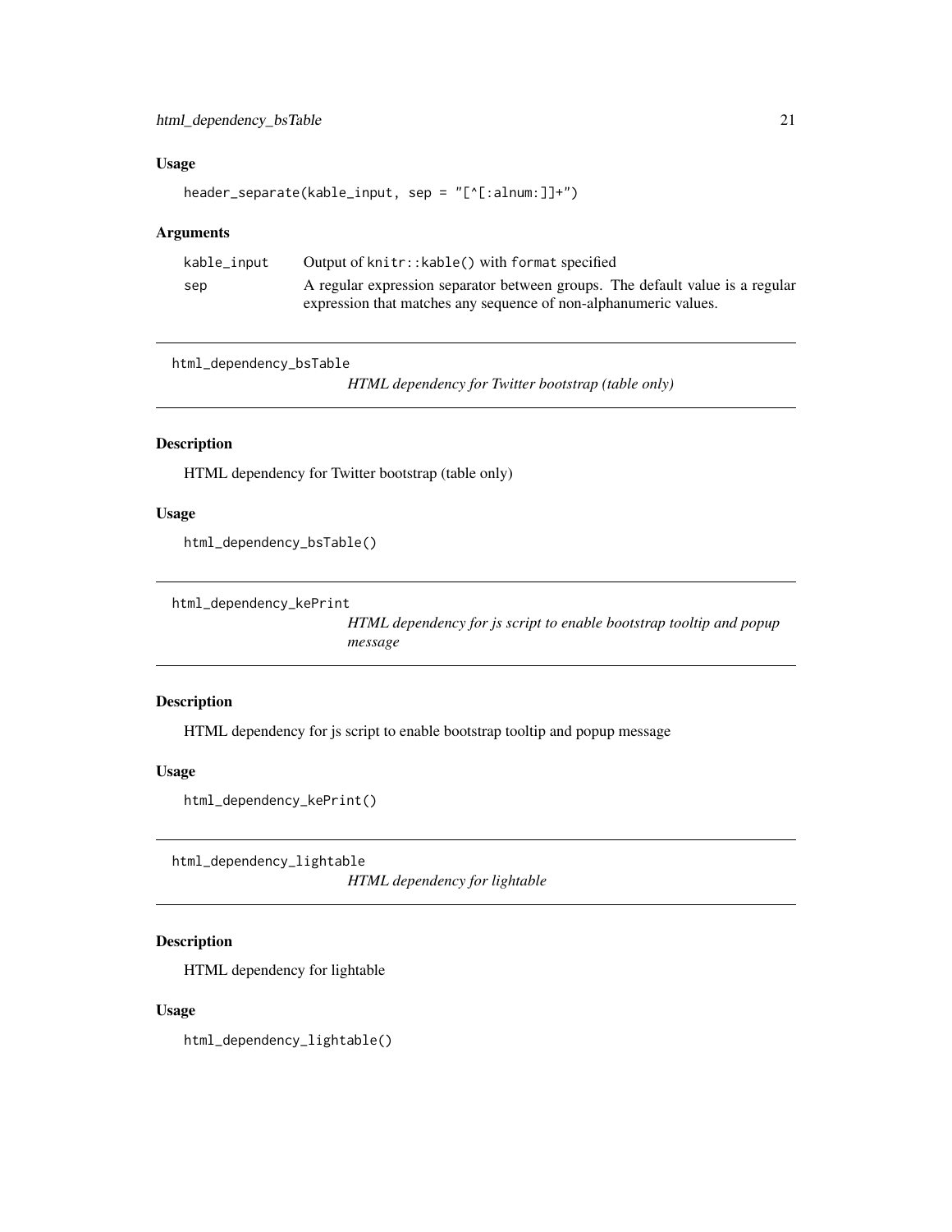### Usage

```
header_separate(kable_input, sep = "[^[:alnum:]]+")
```

### Arguments

| | |
|---|---|
| kable_input | Output of `knitr::kable()` with `format` specified |
| sep | A regular expression separator between groups. The default value is a regular expression that matches any sequence of non-alphanumeric values. |

---

## html_dependency_bsTable

*HTML dependency for Twitter bootstrap (table only)*

### Description

HTML dependency for Twitter bootstrap (table only)

### Usage

```
html_dependency_bsTable()
```

---

## html_dependency_kePrint

*HTML dependency for js script to enable bootstrap tooltip and popup message*

### Description

HTML dependency for js script to enable bootstrap tooltip and popup message

### Usage

```
html_dependency_kePrint()
```

---

## html_dependency_lightable

*HTML dependency for lightable*

### Description

HTML dependency for lightable

### Usage

```
html_dependency_lightable()
```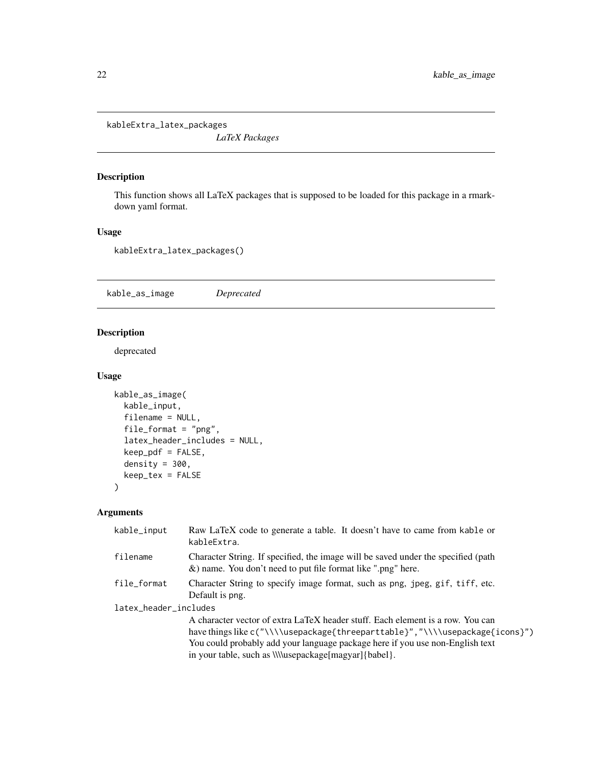## kableExtra_latex_packages — *LaTeX Packages*

### Description

This function shows all LaTeX packages that is supposed to be loaded for this package in a rmarkdown yaml format.

### Usage

```
kableExtra_latex_packages()
```

## kable_as_image — *Deprecated*

### Description

deprecated

### Usage

```
kable_as_image(
  kable_input,
  filename = NULL,
  file_format = "png",
  latex_header_includes = NULL,
  keep_pdf = FALSE,
  density = 300,
  keep_tex = FALSE
)
```

### Arguments

| Argument | Description |
|---|---|
| `kable_input` | Raw LaTeX code to generate a table. It doesn't have to came from `kable` or `kableExtra`. |
| `filename` | Character String. If specified, the image will be saved under the specified (path &) name. You don't need to put file format like ".png" here. |
| `file_format` | Character String to specify image format, such as `png`, `jpeg`, `gif`, `tiff`, etc. Default is png. |
| `latex_header_includes` | A character vector of extra LaTeX header stuff. Each element is a row. You can have things like `c("\\\\usepackage{threeparttable}","\\\\usepackage{icons}")` You could probably add your language package here if you use non-English text in your table, such as \\\\usepackage[magyar]{babel}. |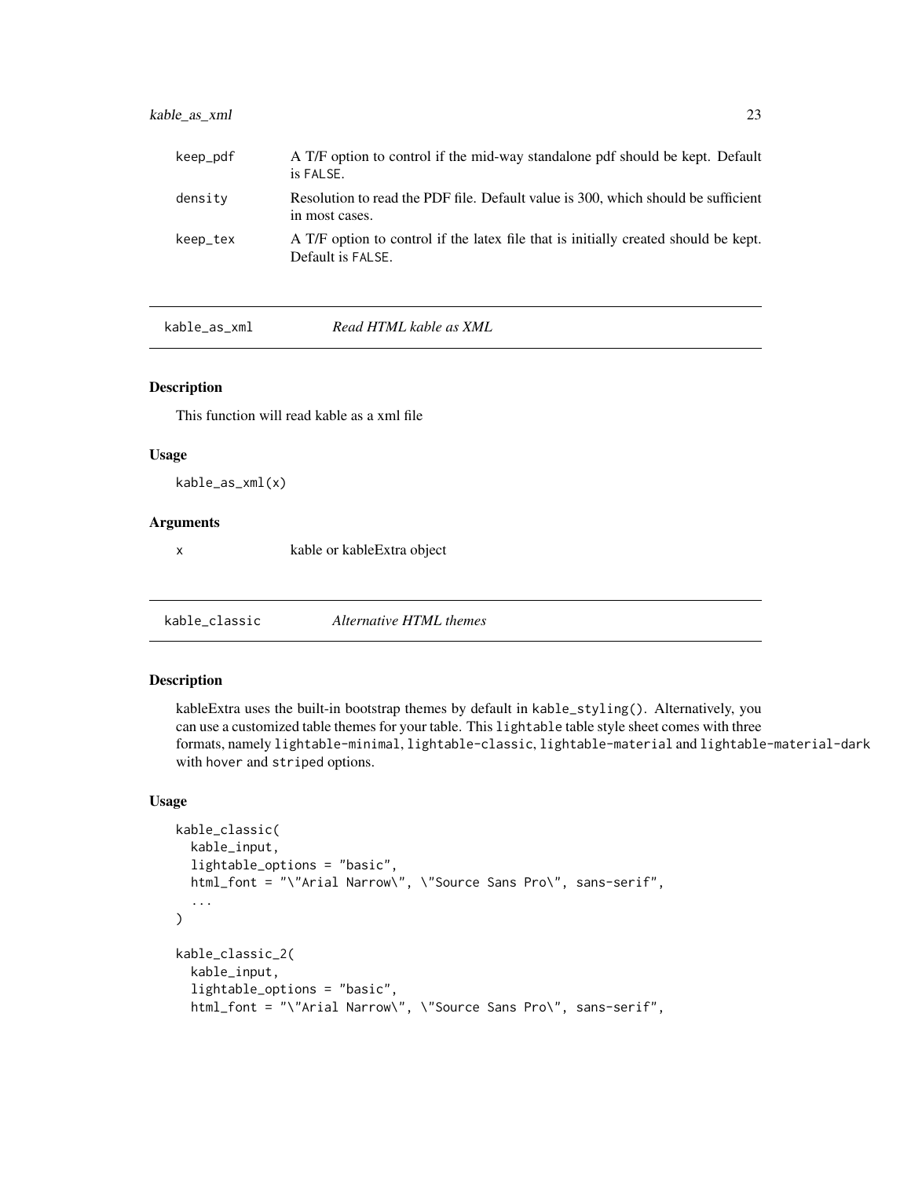| | |
|---|---|
| keep_pdf | A T/F option to control if the mid-way standalone pdf should be kept. Default is FALSE. |
| density | Resolution to read the PDF file. Default value is 300, which should be sufficient in most cases. |
| keep_tex | A T/F option to control if the latex file that is initially created should be kept. Default is FALSE. |

## kable_as_xml — *Read HTML kable as XML*

### Description

This function will read kable as a xml file

### Usage

```
kable_as_xml(x)
```

### Arguments

| | |
|---|---|
| x | kable or kableExtra object |

## kable_classic — *Alternative HTML themes*

### Description

kableExtra uses the built-in bootstrap themes by default in `kable_styling()`. Alternatively, you can use a customized table themes for your table. This `lightable` table style sheet comes with three formats, namely `lightable-minimal`, `lightable-classic`, `lightable-material` and `lightable-material-dark` with `hover` and `striped` options.

### Usage

```
kable_classic(
  kable_input,
  lightable_options = "basic",
  html_font = "\"Arial Narrow\", \"Source Sans Pro\", sans-serif",
  ...
)

kable_classic_2(
  kable_input,
  lightable_options = "basic",
  html_font = "\"Arial Narrow\", \"Source Sans Pro\", sans-serif",
```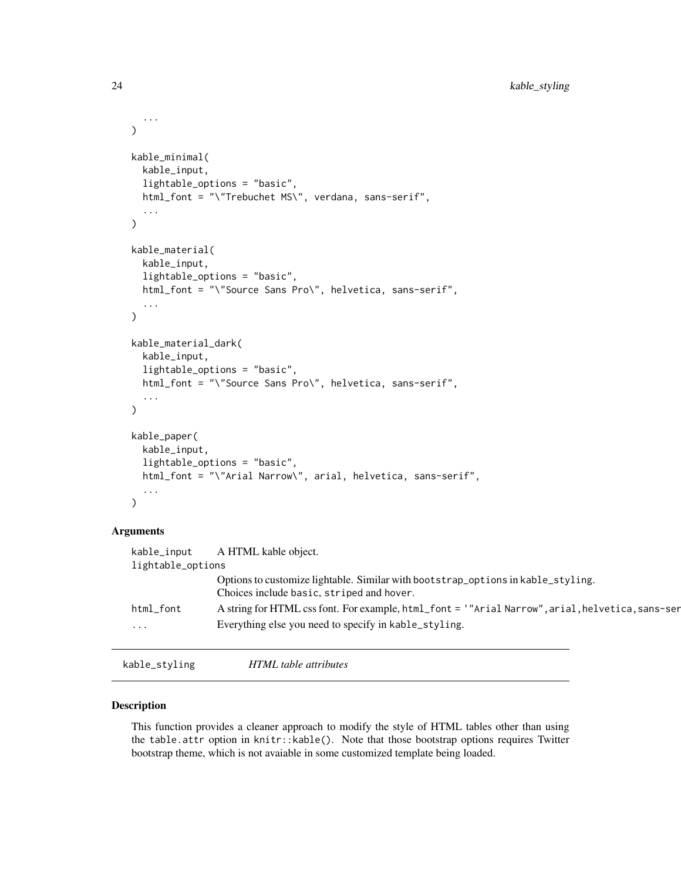```
  ...
)

kable_minimal(
  kable_input,
  lightable_options = "basic",
  html_font = "\"Trebuchet MS\", verdana, sans-serif",
  ...
)

kable_material(
  kable_input,
  lightable_options = "basic",
  html_font = "\"Source Sans Pro\", helvetica, sans-serif",
  ...
)

kable_material_dark(
  kable_input,
  lightable_options = "basic",
  html_font = "\"Source Sans Pro\", helvetica, sans-serif",
  ...
)

kable_paper(
  kable_input,
  lightable_options = "basic",
  html_font = "\"Arial Narrow\", arial, helvetica, sans-serif",
  ...
)
```

### Arguments

| | |
|---|---|
| kable_input | A HTML kable object. |
| lightable_options | Options to customize lightable. Similar with `bootstrap_options` in `kable_styling`. Choices include `basic`, `striped` and `hover`. |
| html_font | A string for HTML css font. For example, `html_font = '"Arial Narrow",arial,helvetica,sans-ser` |
| ... | Everything else you need to specify in `kable_styling`. |

---

## kable_styling — *HTML table attributes*

### Description

This function provides a cleaner approach to modify the style of HTML tables other than using the `table.attr` option in `knitr::kable()`. Note that those bootstrap options requires Twitter bootstrap theme, which is not avaiable in some customized template being loaded.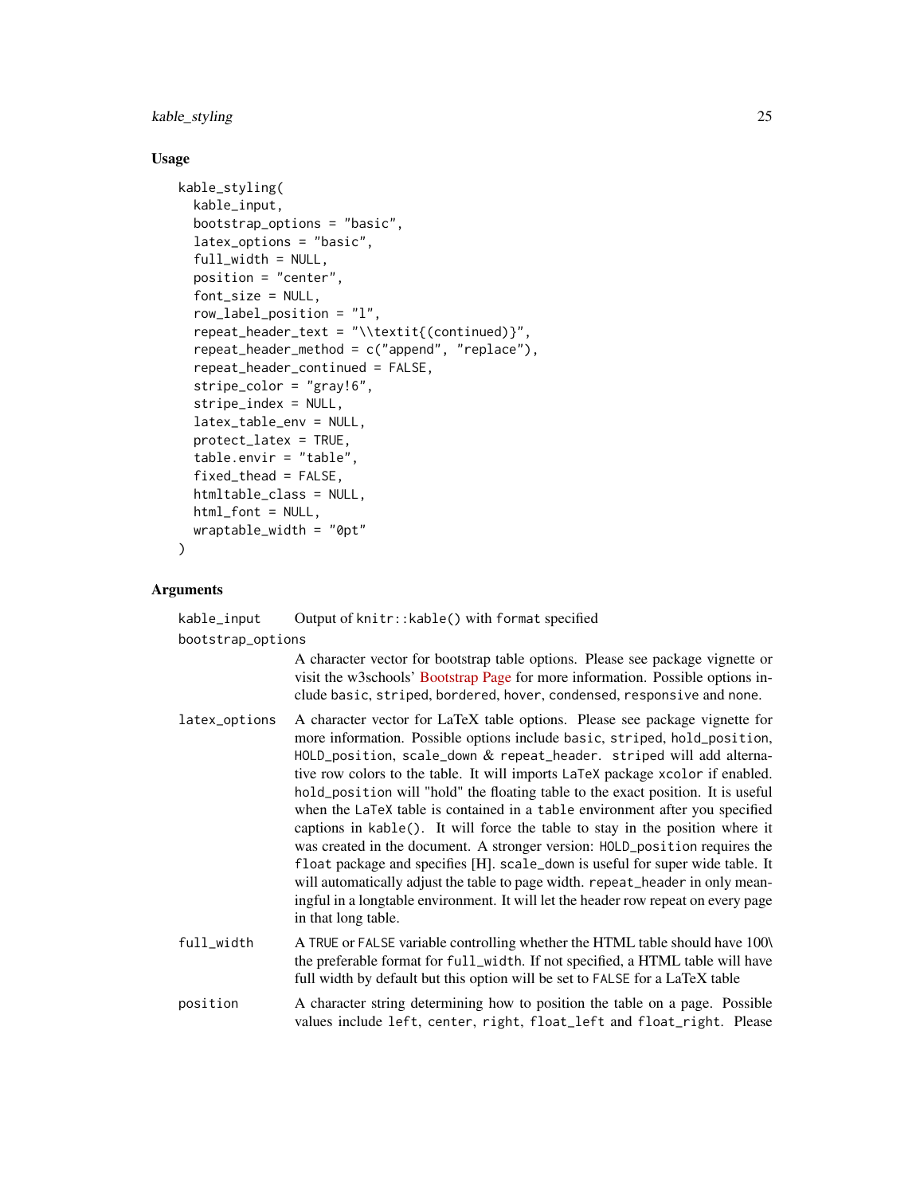## Usage

```
kable_styling(
  kable_input,
  bootstrap_options = "basic",
  latex_options = "basic",
  full_width = NULL,
  position = "center",
  font_size = NULL,
  row_label_position = "l",
  repeat_header_text = "\\textit{(continued)}",
  repeat_header_method = c("append", "replace"),
  repeat_header_continued = FALSE,
  stripe_color = "gray!6",
  stripe_index = NULL,
  latex_table_env = NULL,
  protect_latex = TRUE,
  table.envir = "table",
  fixed_thead = FALSE,
  htmltable_class = NULL,
  html_font = NULL,
  wraptable_width = "0pt"
)
```

## Arguments

| Argument | Description |
|---|---|
| `kable_input` | Output of `knitr::kable()` with `format` specified |
| `bootstrap_options` | A character vector for bootstrap table options. Please see package vignette or visit the w3schools' Bootstrap Page for more information. Possible options include `basic`, `striped`, `bordered`, `hover`, `condensed`, `responsive` and `none`. |
| `latex_options` | A character vector for LaTeX table options. Please see package vignette for more information. Possible options include `basic`, `striped`, `hold_position`, `HOLD_position`, `scale_down` & `repeat_header`. `striped` will add alternative row colors to the table. It will imports `LaTeX` package `xcolor` if enabled. `hold_position` will "hold" the floating table to the exact position. It is useful when the `LaTeX` table is contained in a `table` environment after you specified captions in `kable()`. It will force the table to stay in the position where it was created in the document. A stronger version: `HOLD_position` requires the `float` package and specifies [H]. `scale_down` is useful for super wide table. It will automatically adjust the table to page width. `repeat_header` in only meaningful in a longtable environment. It will let the header row repeat on every page in that long table. |
| `full_width` | A `TRUE` or `FALSE` variable controlling whether the HTML table should have 100\ the preferable format for `full_width`. If not specified, a HTML table will have full width by default but this option will be set to `FALSE` for a LaTeX table |
| `position` | A character string determining how to position the table on a page. Possible values include `left`, `center`, `right`, `float_left` and `float_right`. Please |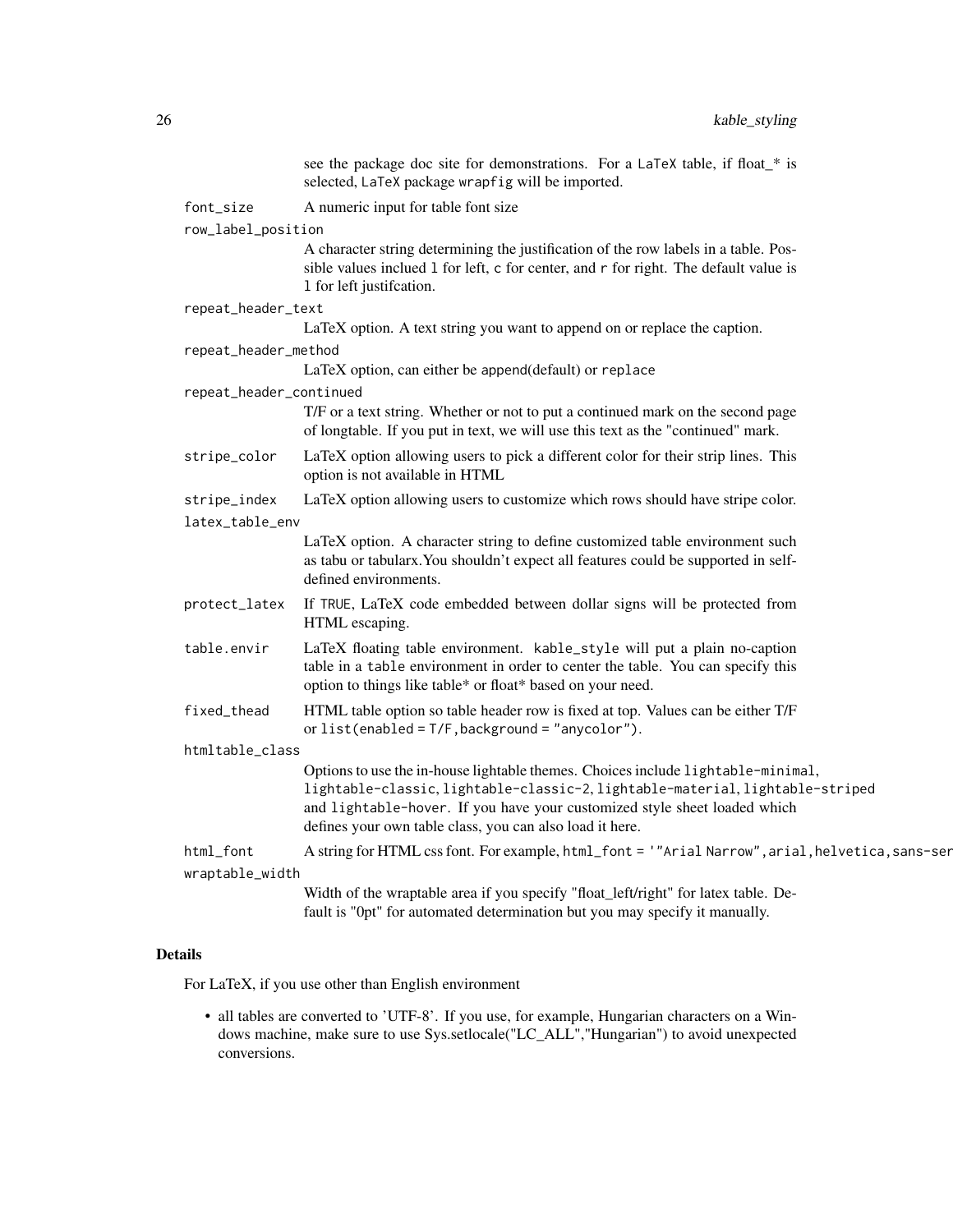see the package doc site for demonstrations. For a LaTeX table, if float_* is selected, LaTeX package wrapfig will be imported.

**font_size** A numeric input for table font size

**row_label_position** A character string determining the justification of the row labels in a table. Possible values inclued l for left, c for center, and r for right. The default value is l for left justifcation.

**repeat_header_text** LaTeX option. A text string you want to append on or replace the caption.

**repeat_header_method** LaTeX option, can either be append(default) or replace

**repeat_header_continued** T/F or a text string. Whether or not to put a continued mark on the second page of longtable. If you put in text, we will use this text as the "continued" mark.

**stripe_color** LaTeX option allowing users to pick a different color for their strip lines. This option is not available in HTML

**stripe_index** LaTeX option allowing users to customize which rows should have stripe color.

**latex_table_env** LaTeX option. A character string to define customized table environment such as tabu or tabularx.You shouldn't expect all features could be supported in self-defined environments.

**protect_latex** If TRUE, LaTeX code embedded between dollar signs will be protected from HTML escaping.

**table.envir** LaTeX floating table environment. kable_style will put a plain no-caption table in a table environment in order to center the table. You can specify this option to things like table* or float* based on your need.

**fixed_thead** HTML table option so table header row is fixed at top. Values can be either T/F or list(enabled = T/F,background = "anycolor").

**htmltable_class** Options to use the in-house lightable themes. Choices include lightable-minimal, lightable-classic, lightable-classic-2, lightable-material, lightable-striped and lightable-hover. If you have your customized style sheet loaded which defines your own table class, you can also load it here.

**html_font** A string for HTML css font. For example, html_font = '"Arial Narrow",arial,helvetica,sans-ser

**wraptable_width** Width of the wraptable area if you specify "float_left/right" for latex table. Default is "0pt" for automated determination but you may specify it manually.

## Details

For LaTeX, if you use other than English environment

- all tables are converted to 'UTF-8'. If you use, for example, Hungarian characters on a Windows machine, make sure to use Sys.setlocale("LC_ALL","Hungarian") to avoid unexpected conversions.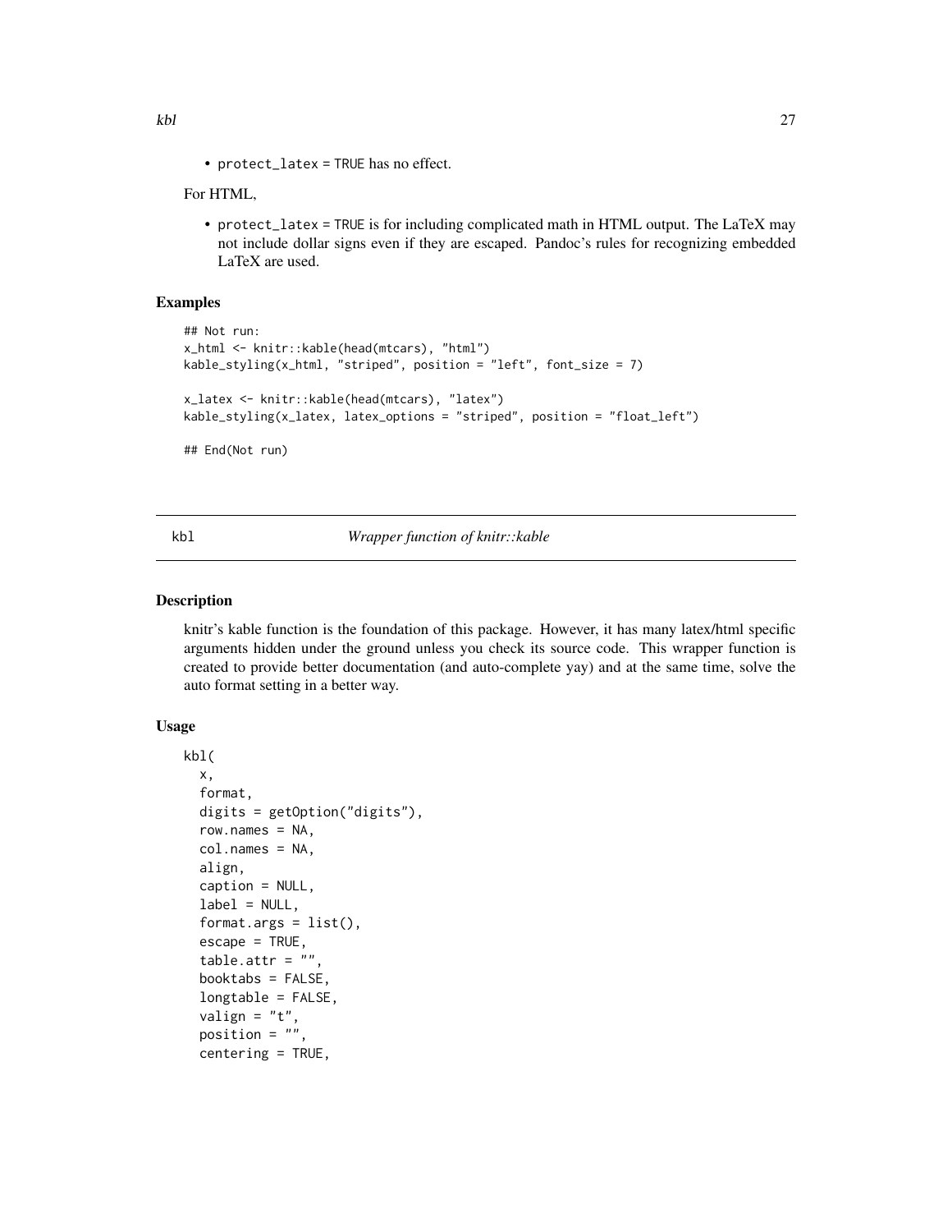- `protect_latex = TRUE` has no effect.

For HTML,

- `protect_latex = TRUE` is for including complicated math in HTML output. The LaTeX may not include dollar signs even if they are escaped. Pandoc's rules for recognizing embedded LaTeX are used.

## Examples

```
## Not run:
x_html <- knitr::kable(head(mtcars), "html")
kable_styling(x_html, "striped", position = "left", font_size = 7)

x_latex <- knitr::kable(head(mtcars), "latex")
kable_styling(x_latex, latex_options = "striped", position = "float_left")

## End(Not run)
```

---

# kbl — *Wrapper function of knitr::kable*

---

## Description

knitr's kable function is the foundation of this package. However, it has many latex/html specific arguments hidden under the ground unless you check its source code. This wrapper function is created to provide better documentation (and auto-complete yay) and at the same time, solve the auto format setting in a better way.

## Usage

```
kbl(
  x,
  format,
  digits = getOption("digits"),
  row.names = NA,
  col.names = NA,
  align,
  caption = NULL,
  label = NULL,
  format.args = list(),
  escape = TRUE,
  table.attr = "",
  booktabs = FALSE,
  longtable = FALSE,
  valign = "t",
  position = "",
  centering = TRUE,
```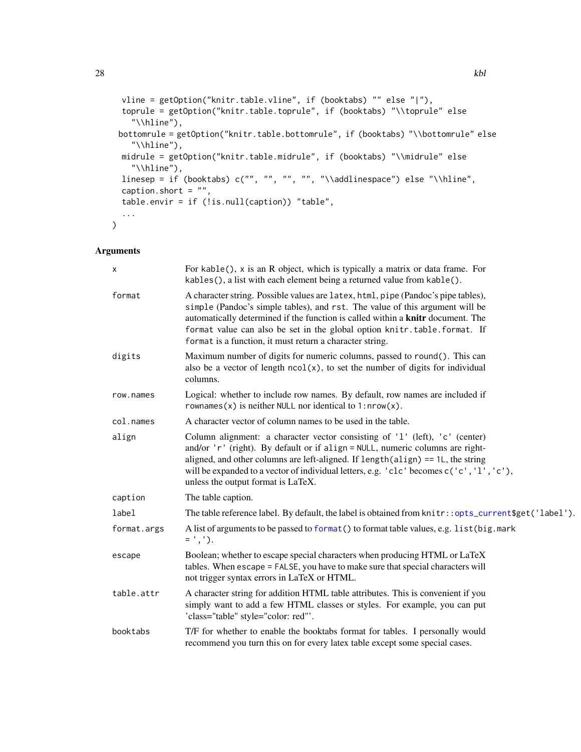```
  vline = getOption("knitr.table.vline", if (booktabs) "" else "|"),
  toprule = getOption("knitr.table.toprule", if (booktabs) "\\toprule" else
    "\\hline"),
 bottomrule = getOption("knitr.table.bottomrule", if (booktabs) "\\bottomrule" else
    "\\hline"),
  midrule = getOption("knitr.table.midrule", if (booktabs) "\\midrule" else
    "\\hline"),
  linesep = if (booktabs) c("", "", "", "", "\\addlinespace") else "\\hline",
  caption.short = "",
  table.envir = if (!is.null(caption)) "table",
  ...
)
```

### Arguments

| | |
|---|---|
| `x` | For `kable()`, `x` is an R object, which is typically a matrix or data frame. For `kables()`, a list with each element being a returned value from `kable()`. |
| `format` | A character string. Possible values are `latex`, `html`, `pipe` (Pandoc's pipe tables), `simple` (Pandoc's simple tables), and `rst`. The value of this argument will be automatically determined if the function is called within a **knitr** document. The `format` value can also be set in the global option `knitr.table.format`. If `format` is a function, it must return a character string. |
| `digits` | Maximum number of digits for numeric columns, passed to `round()`. This can also be a vector of length `ncol(x)`, to set the number of digits for individual columns. |
| `row.names` | Logical: whether to include row names. By default, row names are included if `rownames(x)` is neither `NULL` nor identical to `1:nrow(x)`. |
| `col.names` | A character vector of column names to be used in the table. |
| `align` | Column alignment: a character vector consisting of `'l'` (left), `'c'` (center) and/or `'r'` (right). By default or if `align = NULL`, numeric columns are right-aligned, and other columns are left-aligned. If `length(align) == 1L`, the string will be expanded to a vector of individual letters, e.g. `'clc'` becomes `c('c','l','c')`, unless the output format is LaTeX. |
| `caption` | The table caption. |
| `label` | The table reference label. By default, the label is obtained from `knitr::opts_current$get('label')`. |
| `format.args` | A list of arguments to be passed to `format()` to format table values, e.g. `list(big.mark = ',')`. |
| `escape` | Boolean; whether to escape special characters when producing HTML or LaTeX tables. When `escape = FALSE`, you have to make sure that special characters will not trigger syntax errors in LaTeX or HTML. |
| `table.attr` | A character string for addition HTML table attributes. This is convenient if you simply want to add a few HTML classes or styles. For example, you can put 'class="table" style="color: red"'. |
| `booktabs` | T/F for whether to enable the booktabs format for tables. I personally would recommend you turn this on for every latex table except some special cases. |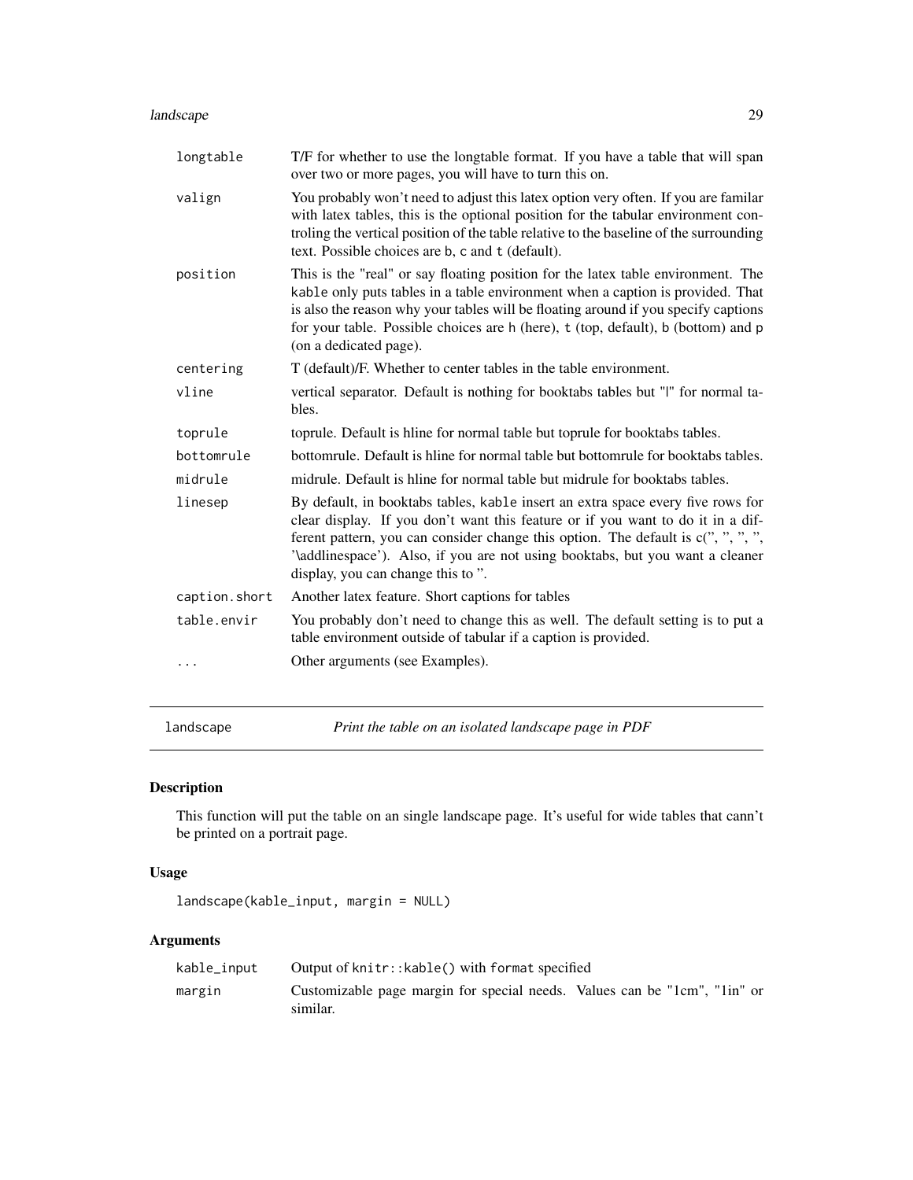| | |
|---|---|
| longtable | T/F for whether to use the longtable format. If you have a table that will span over two or more pages, you will have to turn this on. |
| valign | You probably won't need to adjust this latex option very often. If you are familar with latex tables, this is the optional position for the tabular environment controling the vertical position of the table relative to the baseline of the surrounding text. Possible choices are b, c and t (default). |
| position | This is the "real" or say floating position for the latex table environment. The kable only puts tables in a table environment when a caption is provided. That is also the reason why your tables will be floating around if you specify captions for your table. Possible choices are h (here), t (top, default), b (bottom) and p (on a dedicated page). |
| centering | T (default)/F. Whether to center tables in the table environment. |
| vline | vertical separator. Default is nothing for booktabs tables but "\|" for normal tables. |
| toprule | toprule. Default is hline for normal table but toprule for booktabs tables. |
| bottomrule | bottomrule. Default is hline for normal table but bottomrule for booktabs tables. |
| midrule | midrule. Default is hline for normal table but midrule for booktabs tables. |
| linesep | By default, in booktabs tables, kable insert an extra space every five rows for clear display. If you don't want this feature or if you want to do it in a different pattern, you can consider change this option. The default is c('', '', '', '', '\addlinespace'). Also, if you are not using booktabs, but you want a cleaner display, you can change this to ''. |
| caption.short | Another latex feature. Short captions for tables |
| table.envir | You probably don't need to change this as well. The default setting is to put a table environment outside of tabular if a caption is provided. |
| ... | Other arguments (see Examples). |

## landscape — *Print the table on an isolated landscape page in PDF*

### Description

This function will put the table on an single landscape page. It's useful for wide tables that cann't be printed on a portrait page.

### Usage

```
landscape(kable_input, margin = NULL)
```

### Arguments

| | |
|---|---|
| kable_input | Output of knitr::kable() with format specified |
| margin | Customizable page margin for special needs. Values can be "1cm", "1in" or similar. |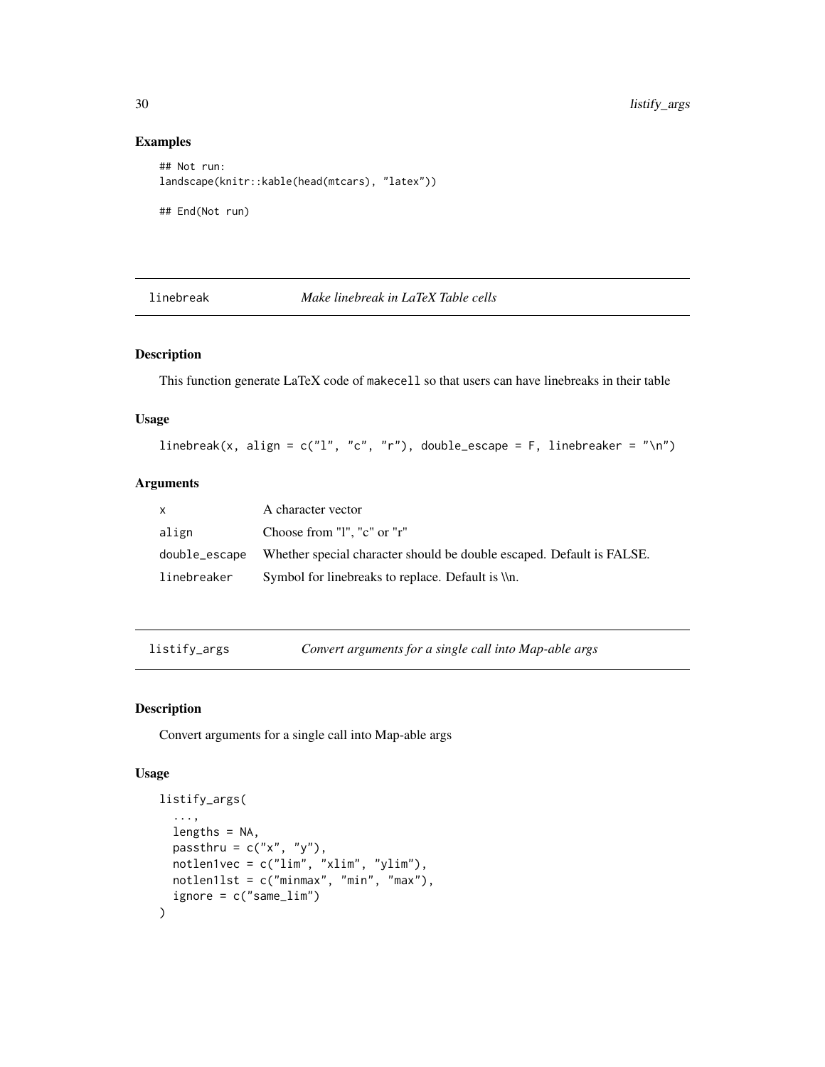## Examples

```
## Not run:
landscape(knitr::kable(head(mtcars), "latex"))

## End(Not run)
```

---

## linebreak — *Make linebreak in LaTeX Table cells*

### Description

This function generate LaTeX code of `makecell` so that users can have linebreaks in their table

### Usage

```
linebreak(x, align = c("l", "c", "r"), double_escape = F, linebreaker = "\n")
```

### Arguments

| | |
|---|---|
| x | A character vector |
| align | Choose from "l", "c" or "r" |
| double_escape | Whether special character should be double escaped. Default is FALSE. |
| linebreaker | Symbol for linebreaks to replace. Default is \\n. |

---

## listify_args — *Convert arguments for a single call into Map-able args*

### Description

Convert arguments for a single call into Map-able args

### Usage

```
listify_args(
  ...,
  lengths = NA,
  passthru = c("x", "y"),
  notlen1vec = c("lim", "xlim", "ylim"),
  notlen1lst = c("minmax", "min", "max"),
  ignore = c("same_lim")
)
```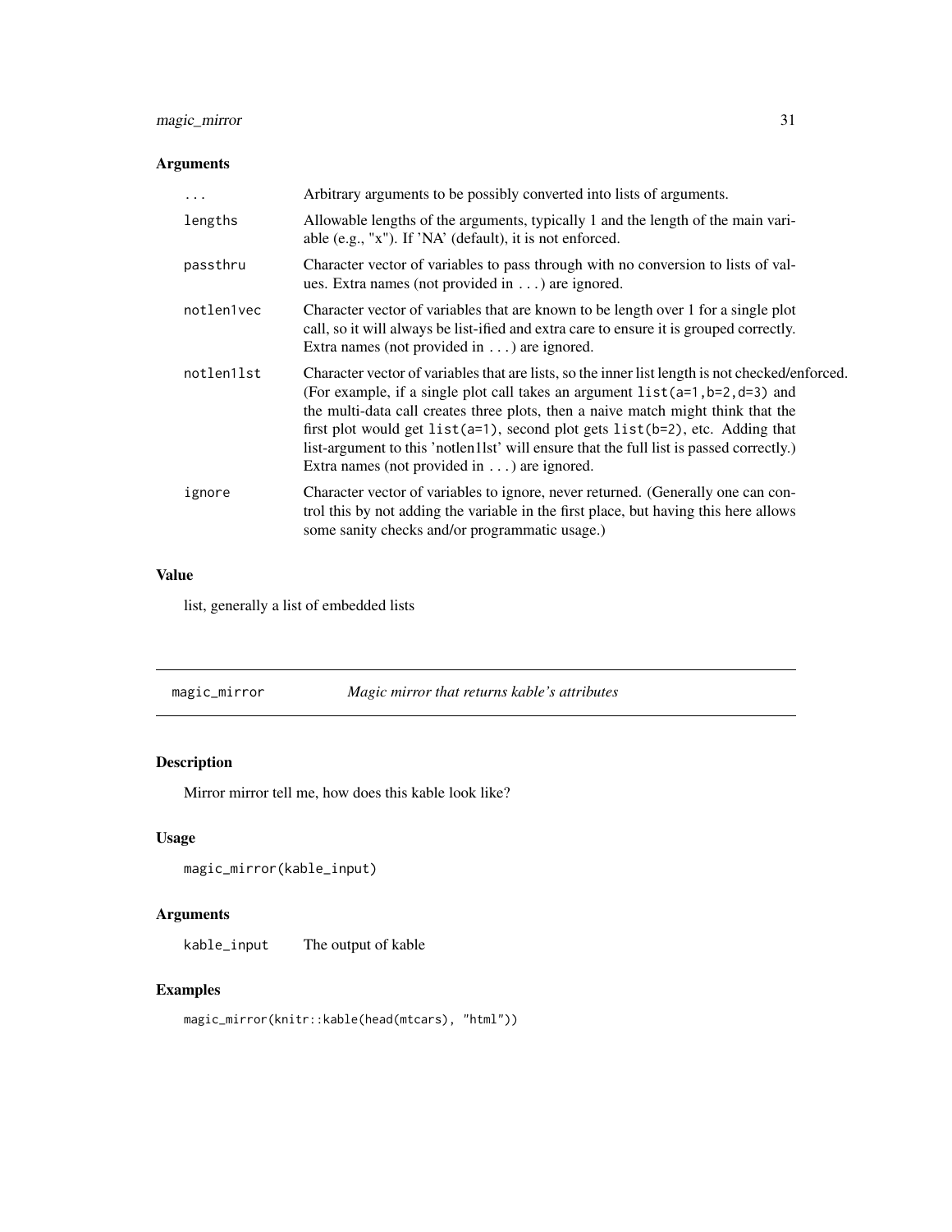### Arguments

| | |
|---|---|
| `...` | Arbitrary arguments to be possibly converted into lists of arguments. |
| `lengths` | Allowable lengths of the arguments, typically 1 and the length of the main variable (e.g., "x"). If 'NA' (default), it is not enforced. |
| `passthru` | Character vector of variables to pass through with no conversion to lists of values. Extra names (not provided in `...`) are ignored. |
| `notlen1vec` | Character vector of variables that are known to be length over 1 for a single plot call, so it will always be list-ified and extra care to ensure it is grouped correctly. Extra names (not provided in `...`) are ignored. |
| `notlen1lst` | Character vector of variables that are lists, so the inner list length is not checked/enforced. (For example, if a single plot call takes an argument `list(a=1,b=2,d=3)` and the multi-data call creates three plots, then a naive match might think that the first plot would get `list(a=1)`, second plot gets `list(b=2)`, etc. Adding that list-argument to this 'notlen1lst' will ensure that the full list is passed correctly.) Extra names (not provided in `...`) are ignored. |
| `ignore` | Character vector of variables to ignore, never returned. (Generally one can control this by not adding the variable in the first place, but having this here allows some sanity checks and/or programmatic usage.) |

### Value

list, generally a list of embedded lists

---

## magic_mirror — *Magic mirror that returns kable's attributes*

### Description

Mirror mirror tell me, how does this kable look like?

### Usage

```
magic_mirror(kable_input)
```

### Arguments

| | |
|---|---|
| `kable_input` | The output of kable |

### Examples

```
magic_mirror(knitr::kable(head(mtcars), "html"))
```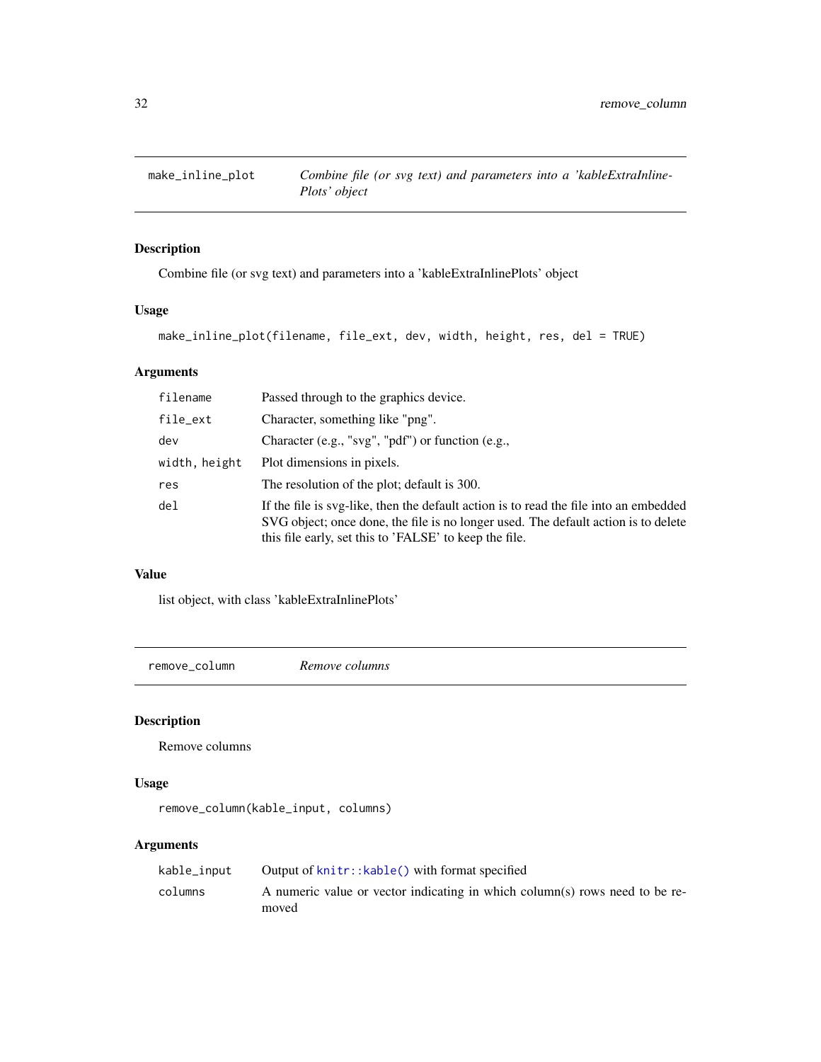## make_inline_plot — *Combine file (or svg text) and parameters into a 'kableExtraInlinePlots' object*

### Description

Combine file (or svg text) and parameters into a 'kableExtraInlinePlots' object

### Usage

```
make_inline_plot(filename, file_ext, dev, width, height, res, del = TRUE)
```

### Arguments

| | |
|---|---|
| `filename` | Passed through to the graphics device. |
| `file_ext` | Character, something like "png". |
| `dev` | Character (e.g., "svg", "pdf") or function (e.g., |
| `width, height` | Plot dimensions in pixels. |
| `res` | The resolution of the plot; default is 300. |
| `del` | If the file is svg-like, then the default action is to read the file into an embedded SVG object; once done, the file is no longer used. The default action is to delete this file early, set this to 'FALSE' to keep the file. |

### Value

list object, with class 'kableExtraInlinePlots'

## remove_column — *Remove columns*

### Description

Remove columns

### Usage

```
remove_column(kable_input, columns)
```

### Arguments

| | |
|---|---|
| `kable_input` | Output of `knitr::kable()` with format specified |
| `columns` | A numeric value or vector indicating in which column(s) rows need to be removed |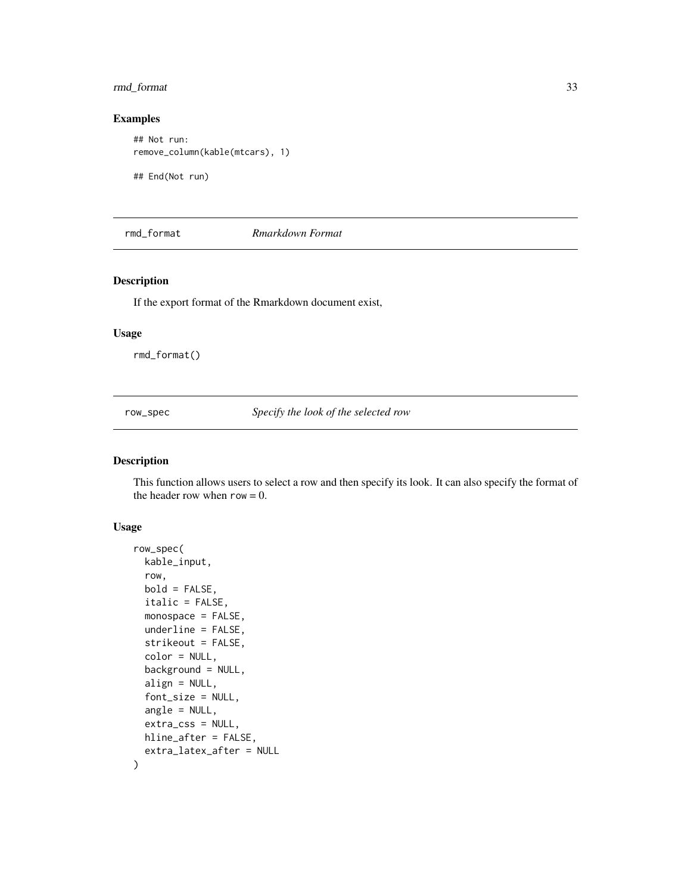## Examples

```
## Not run:
remove_column(kable(mtcars), 1)

## End(Not run)
```

---

`rmd_format` *Rmarkdown Format*

---

### Description

If the export format of the Rmarkdown document exist,

### Usage

```
rmd_format()
```

---

`row_spec` *Specify the look of the selected row*

---

### Description

This function allows users to select a row and then specify its look. It can also specify the format of the header row when `row` = 0.

### Usage

```
row_spec(
  kable_input,
  row,
  bold = FALSE,
  italic = FALSE,
  monospace = FALSE,
  underline = FALSE,
  strikeout = FALSE,
  color = NULL,
  background = NULL,
  align = NULL,
  font_size = NULL,
  angle = NULL,
  extra_css = NULL,
  hline_after = FALSE,
  extra_latex_after = NULL
)
```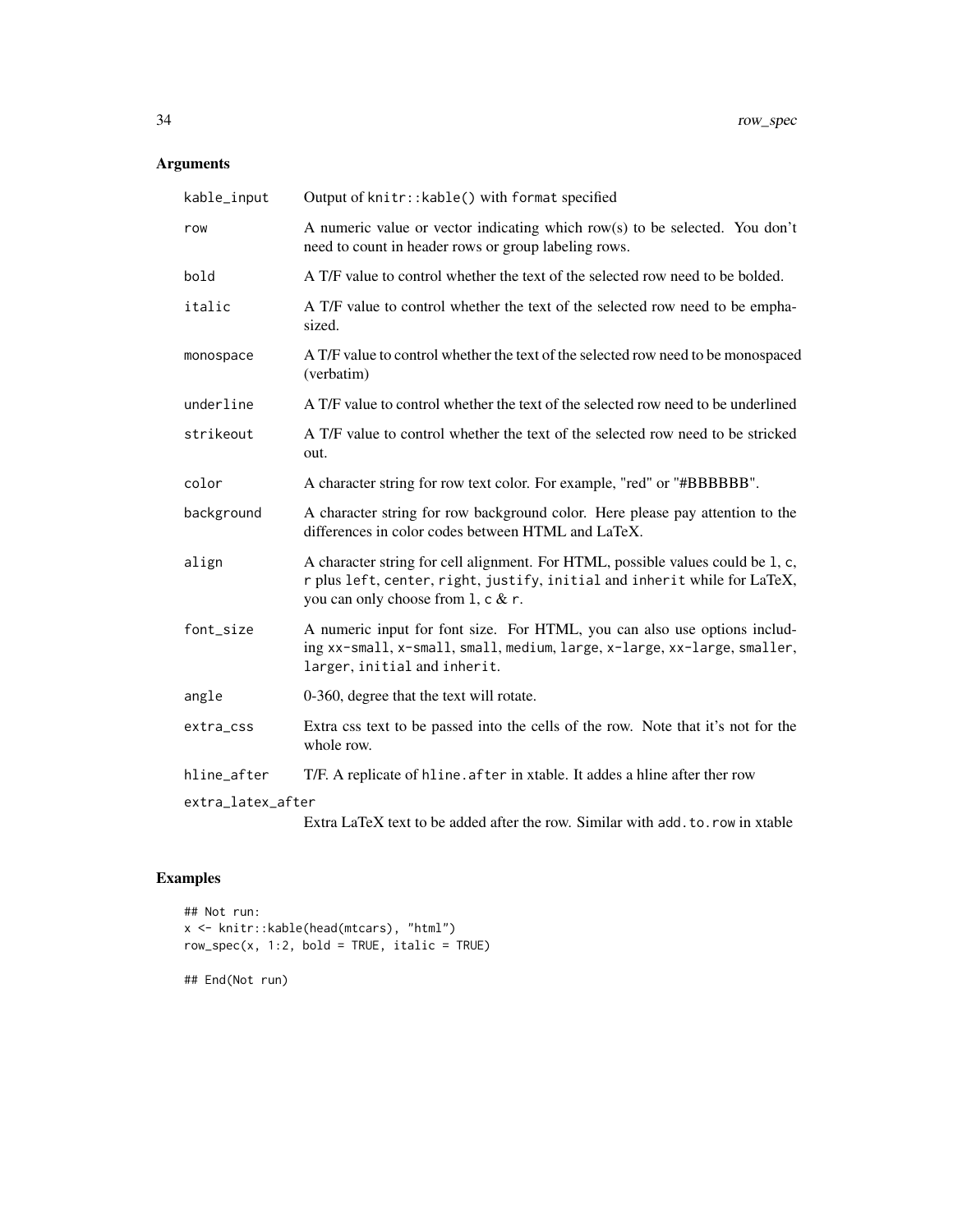## Arguments

| | |
|---|---|
| `kable_input` | Output of `knitr::kable()` with `format` specified |
| `row` | A numeric value or vector indicating which row(s) to be selected. You don't need to count in header rows or group labeling rows. |
| `bold` | A T/F value to control whether the text of the selected row need to be bolded. |
| `italic` | A T/F value to control whether the text of the selected row need to be emphasized. |
| `monospace` | A T/F value to control whether the text of the selected row need to be monospaced (verbatim) |
| `underline` | A T/F value to control whether the text of the selected row need to be underlined |
| `strikeout` | A T/F value to control whether the text of the selected row need to be stricked out. |
| `color` | A character string for row text color. For example, "red" or "#BBBBBB". |
| `background` | A character string for row background color. Here please pay attention to the differences in color codes between HTML and LaTeX. |
| `align` | A character string for cell alignment. For HTML, possible values could be `l`, `c`, `r` plus `left`, `center`, `right`, `justify`, `initial` and `inherit` while for LaTeX, you can only choose from `l`, `c` & `r`. |
| `font_size` | A numeric input for font size. For HTML, you can also use options including `xx-small`, `x-small`, `small`, `medium`, `large`, `x-large`, `xx-large`, `smaller`, `larger`, `initial` and `inherit`. |
| `angle` | 0-360, degree that the text will rotate. |
| `extra_css` | Extra css text to be passed into the cells of the row. Note that it's not for the whole row. |
| `hline_after` | T/F. A replicate of `hline.after` in xtable. It addes a hline after ther row |
| `extra_latex_after` | Extra LaTeX text to be added after the row. Similar with `add.to.row` in xtable |

## Examples

```
## Not run:
x <- knitr::kable(head(mtcars), "html")
row_spec(x, 1:2, bold = TRUE, italic = TRUE)

## End(Not run)
```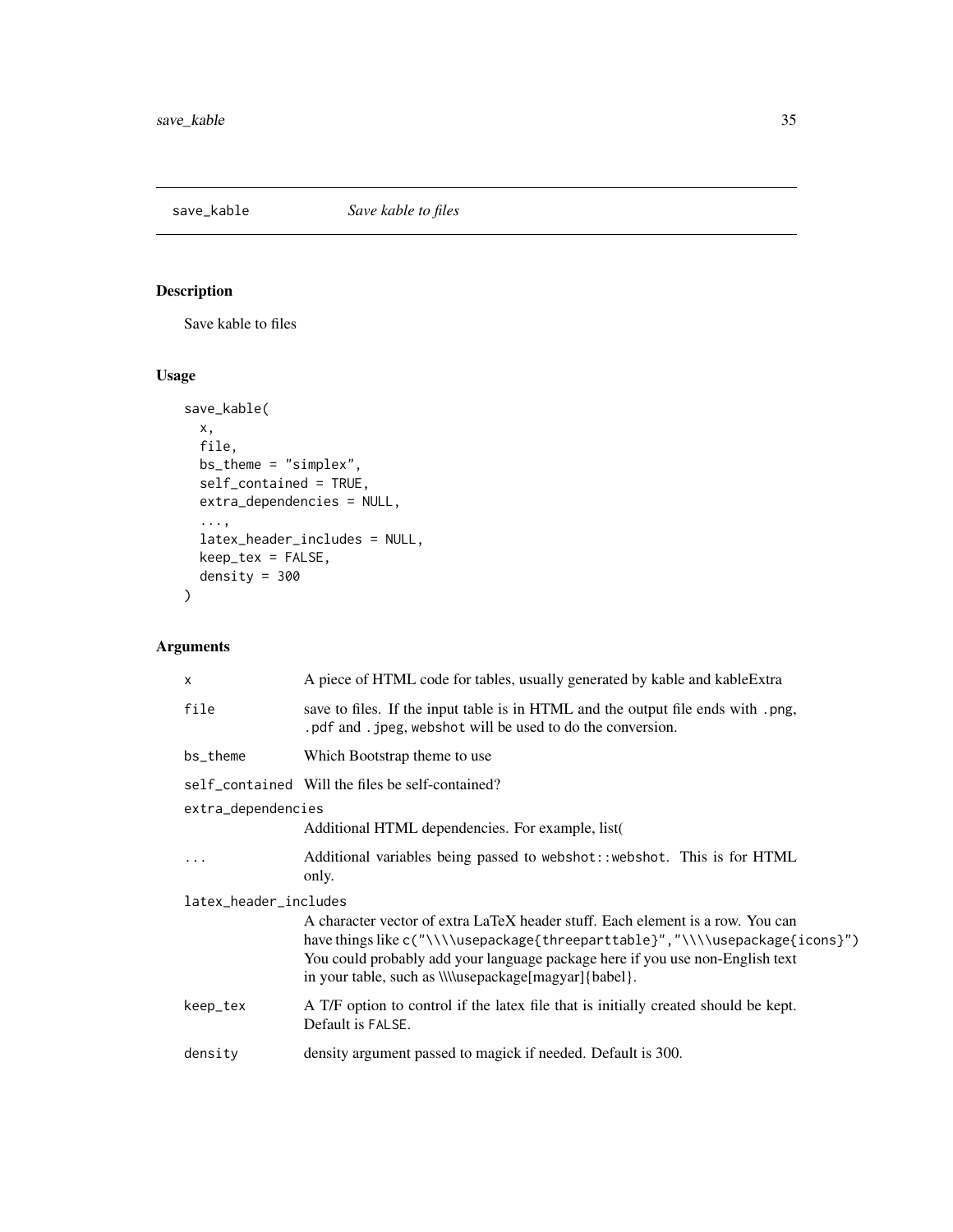## save_kable — *Save kable to files*

### Description

Save kable to files

### Usage

```
save_kable(
  x,
  file,
  bs_theme = "simplex",
  self_contained = TRUE,
  extra_dependencies = NULL,
  ...,
  latex_header_includes = NULL,
  keep_tex = FALSE,
  density = 300
)
```

### Arguments

| Argument | Description |
| --- | --- |
| `x` | A piece of HTML code for tables, usually generated by kable and kableExtra |
| `file` | save to files. If the input table is in HTML and the output file ends with `.png`, `.pdf` and `.jpeg`, `webshot` will be used to do the conversion. |
| `bs_theme` | Which Bootstrap theme to use |
| `self_contained` | Will the files be self-contained? |
| `extra_dependencies` | Additional HTML dependencies. For example, list( |
| `...` | Additional variables being passed to `webshot::webshot`. This is for HTML only. |
| `latex_header_includes` | A character vector of extra LaTeX header stuff. Each element is a row. You can have things like `c("\\\\usepackage{threeparttable}","\\\\usepackage{icons}")` You could probably add your language package here if you use non-English text in your table, such as \\\\usepackage[magyar]{babel}. |
| `keep_tex` | A T/F option to control if the latex file that is initially created should be kept. Default is `FALSE`. |
| `density` | density argument passed to magick if needed. Default is 300. |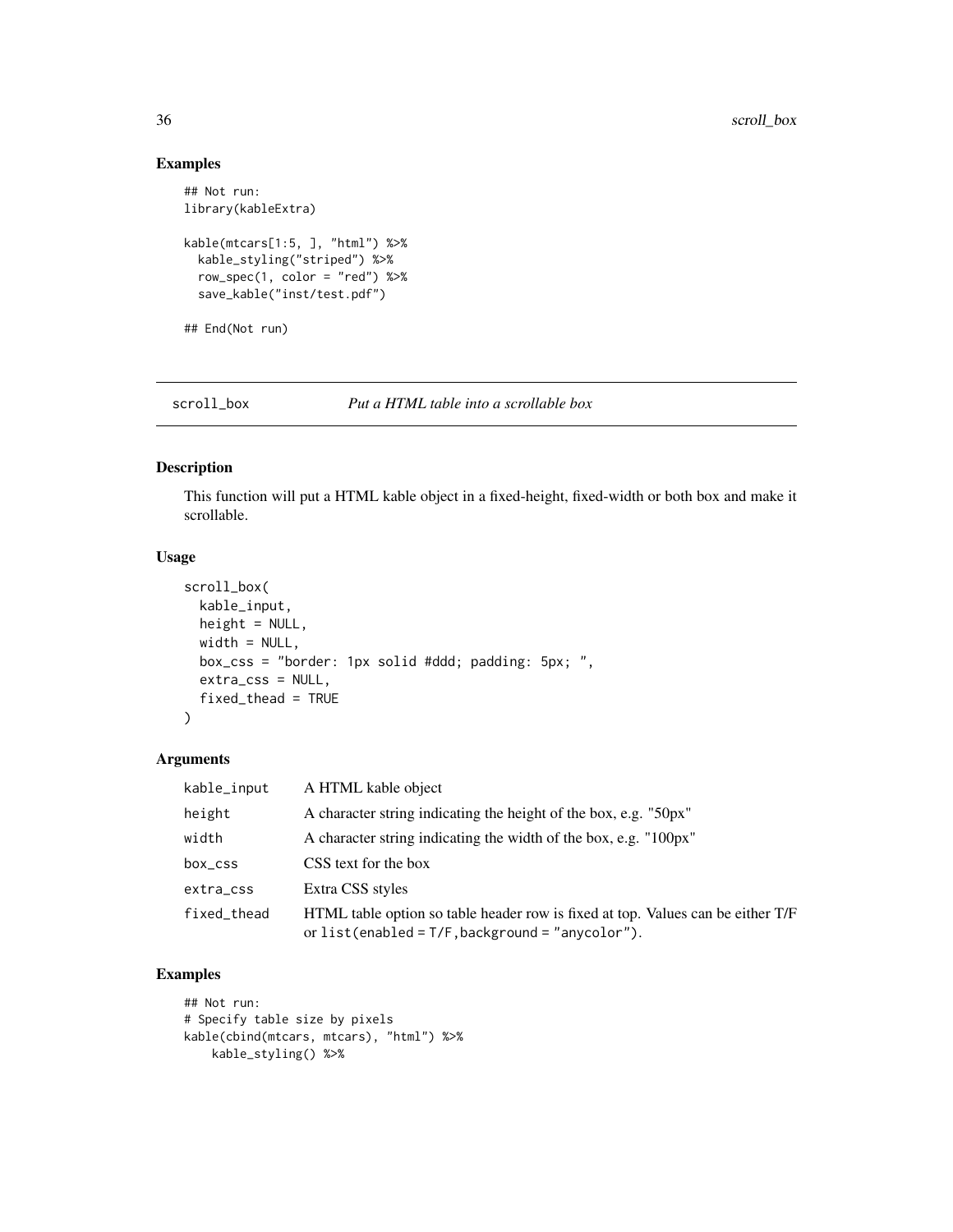## Examples

```
## Not run:
library(kableExtra)

kable(mtcars[1:5, ], "html") %>%
  kable_styling("striped") %>%
  row_spec(1, color = "red") %>%
  save_kable("inst/test.pdf")

## End(Not run)
```

---

## scroll_box — *Put a HTML table into a scrollable box*

### Description

This function will put a HTML kable object in a fixed-height, fixed-width or both box and make it scrollable.

### Usage

```
scroll_box(
  kable_input,
  height = NULL,
  width = NULL,
  box_css = "border: 1px solid #ddd; padding: 5px; ",
  extra_css = NULL,
  fixed_thead = TRUE
)
```

### Arguments

| | |
|---|---|
| kable_input | A HTML kable object |
| height | A character string indicating the height of the box, e.g. "50px" |
| width | A character string indicating the width of the box, e.g. "100px" |
| box_css | CSS text for the box |
| extra_css | Extra CSS styles |
| fixed_thead | HTML table option so table header row is fixed at top. Values can be either T/F or `list(enabled = T/F, background = "anycolor")`. |

### Examples

```
## Not run:
# Specify table size by pixels
kable(cbind(mtcars, mtcars), "html") %>%
    kable_styling() %>%
```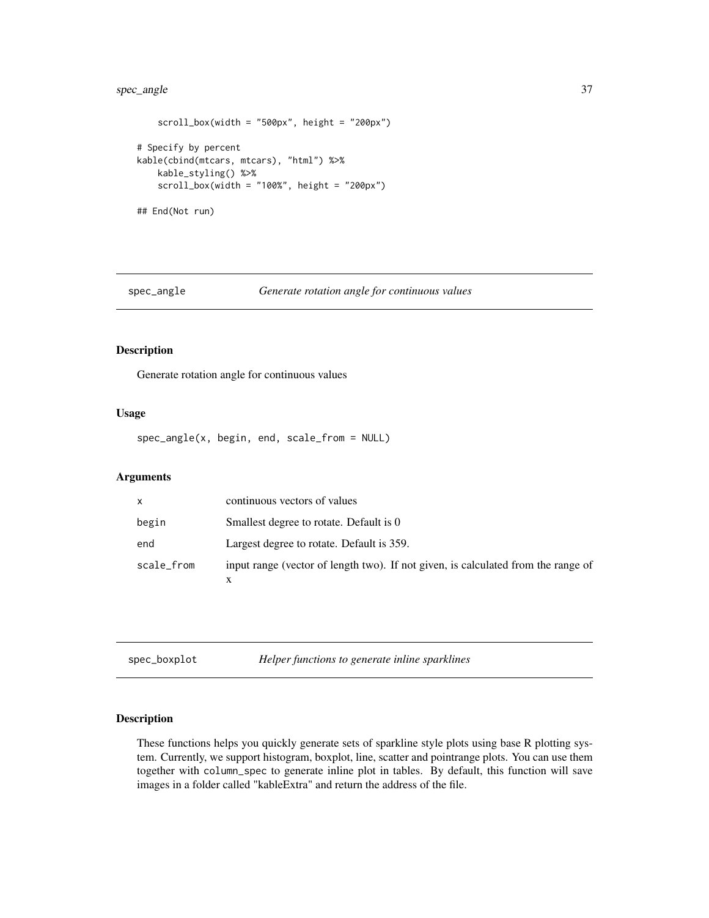```
    scroll_box(width = "500px", height = "200px")

# Specify by percent
kable(cbind(mtcars, mtcars), "html") %>%
    kable_styling() %>%
    scroll_box(width = "100%", height = "200px")

## End(Not run)
```

## spec_angle — *Generate rotation angle for continuous values*

### Description

Generate rotation angle for continuous values

### Usage

```
spec_angle(x, begin, end, scale_from = NULL)
```

### Arguments

| | |
|---|---|
| x | continuous vectors of values |
| begin | Smallest degree to rotate. Default is 0 |
| end | Largest degree to rotate. Default is 359. |
| scale_from | input range (vector of length two). If not given, is calculated from the range of x |

## spec_boxplot — *Helper functions to generate inline sparklines*

### Description

These functions helps you quickly generate sets of sparkline style plots using base R plotting system. Currently, we support histogram, boxplot, line, scatter and pointrange plots. You can use them together with column_spec to generate inline plot in tables. By default, this function will save images in a folder called "kableExtra" and return the address of the file.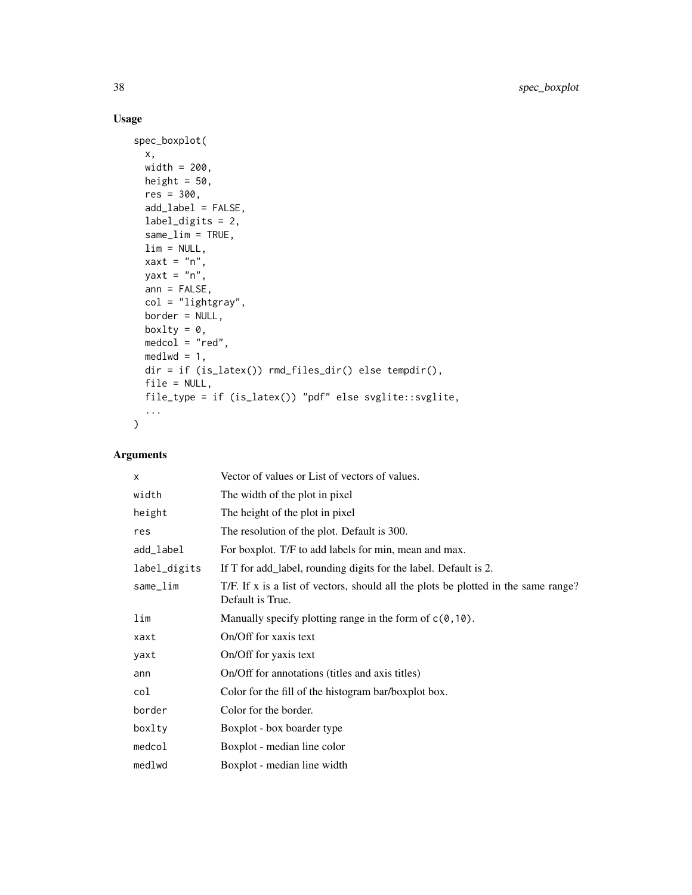## Usage

```
spec_boxplot(
  x,
  width = 200,
  height = 50,
  res = 300,
  add_label = FALSE,
  label_digits = 2,
  same_lim = TRUE,
  lim = NULL,
  xaxt = "n",
  yaxt = "n",
  ann = FALSE,
  col = "lightgray",
  border = NULL,
  boxlty = 0,
  medcol = "red",
  medlwd = 1,
  dir = if (is_latex()) rmd_files_dir() else tempdir(),
  file = NULL,
  file_type = if (is_latex()) "pdf" else svglite::svglite,
  ...
)
```

## Arguments

| | |
|---|---|
| `x` | Vector of values or List of vectors of values. |
| `width` | The width of the plot in pixel |
| `height` | The height of the plot in pixel |
| `res` | The resolution of the plot. Default is 300. |
| `add_label` | For boxplot. T/F to add labels for min, mean and max. |
| `label_digits` | If T for add_label, rounding digits for the label. Default is 2. |
| `same_lim` | T/F. If x is a list of vectors, should all the plots be plotted in the same range? Default is True. |
| `lim` | Manually specify plotting range in the form of `c(0,10)`. |
| `xaxt` | On/Off for xaxis text |
| `yaxt` | On/Off for yaxis text |
| `ann` | On/Off for annotations (titles and axis titles) |
| `col` | Color for the fill of the histogram bar/boxplot box. |
| `border` | Color for the border. |
| `boxlty` | Boxplot - box boarder type |
| `medcol` | Boxplot - median line color |
| `medlwd` | Boxplot - median line width |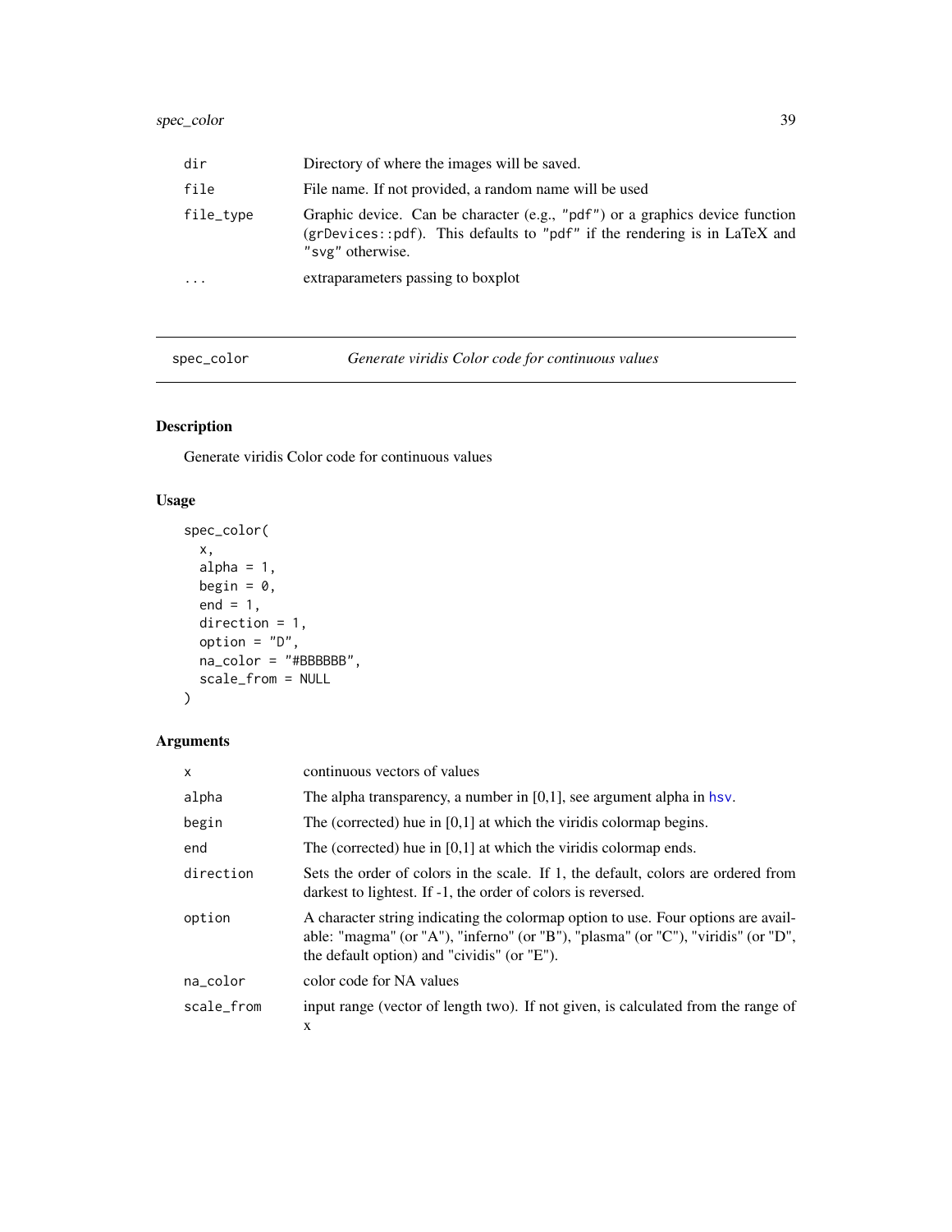| | |
|---|---|
| dir | Directory of where the images will be saved. |
| file | File name. If not provided, a random name will be used |
| file_type | Graphic device. Can be character (e.g., "pdf") or a graphics device function (grDevices::pdf). This defaults to "pdf" if the rendering is in LaTeX and "svg" otherwise. |
| ... | extraparameters passing to boxplot |

---

## spec_color — *Generate viridis Color code for continuous values*

### Description

Generate viridis Color code for continuous values

### Usage

```
spec_color(
  x,
  alpha = 1,
  begin = 0,
  end = 1,
  direction = 1,
  option = "D",
  na_color = "#BBBBBB",
  scale_from = NULL
)
```

### Arguments

| | |
|---|---|
| x | continuous vectors of values |
| alpha | The alpha transparency, a number in [0,1], see argument alpha in hsv. |
| begin | The (corrected) hue in [0,1] at which the viridis colormap begins. |
| end | The (corrected) hue in [0,1] at which the viridis colormap ends. |
| direction | Sets the order of colors in the scale. If 1, the default, colors are ordered from darkest to lightest. If -1, the order of colors is reversed. |
| option | A character string indicating the colormap option to use. Four options are available: "magma" (or "A"), "inferno" (or "B"), "plasma" (or "C"), "viridis" (or "D", the default option) and "cividis" (or "E"). |
| na_color | color code for NA values |
| scale_from | input range (vector of length two). If not given, is calculated from the range of x |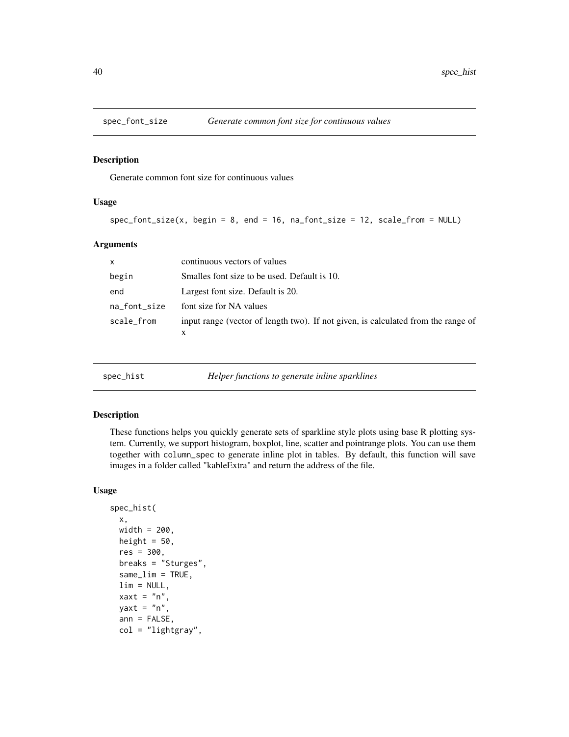## spec_font_size — *Generate common font size for continuous values*

### Description

Generate common font size for continuous values

### Usage

```
spec_font_size(x, begin = 8, end = 16, na_font_size = 12, scale_from = NULL)
```

### Arguments

| | |
|---|---|
| x | continuous vectors of values |
| begin | Smalles font size to be used. Default is 10. |
| end | Largest font size. Default is 20. |
| na_font_size | font size for NA values |
| scale_from | input range (vector of length two). If not given, is calculated from the range of x |

## spec_hist — *Helper functions to generate inline sparklines*

### Description

These functions helps you quickly generate sets of sparkline style plots using base R plotting system. Currently, we support histogram, boxplot, line, scatter and pointrange plots. You can use them together with `column_spec` to generate inline plot in tables. By default, this function will save images in a folder called "kableExtra" and return the address of the file.

### Usage

```
spec_hist(
  x,
  width = 200,
  height = 50,
  res = 300,
  breaks = "Sturges",
  same_lim = TRUE,
  lim = NULL,
  xaxt = "n",
  yaxt = "n",
  ann = FALSE,
  col = "lightgray",
```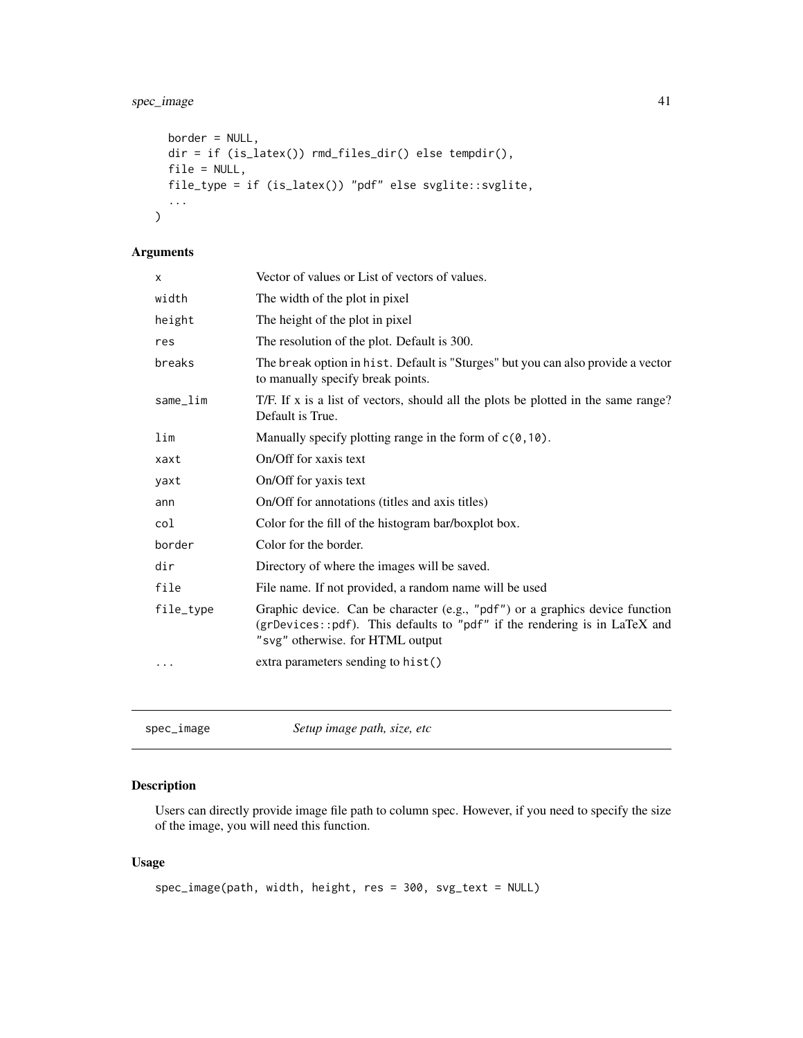```
  border = NULL,
  dir = if (is_latex()) rmd_files_dir() else tempdir(),
  file = NULL,
  file_type = if (is_latex()) "pdf" else svglite::svglite,
  ...
)
```

### Arguments

| | |
|---|---|
| x | Vector of values or List of vectors of values. |
| width | The width of the plot in pixel |
| height | The height of the plot in pixel |
| res | The resolution of the plot. Default is 300. |
| breaks | The break option in hist. Default is "Sturges" but you can also provide a vector to manually specify break points. |
| same_lim | T/F. If x is a list of vectors, should all the plots be plotted in the same range? Default is True. |
| lim | Manually specify plotting range in the form of c(0,10). |
| xaxt | On/Off for xaxis text |
| yaxt | On/Off for yaxis text |
| ann | On/Off for annotations (titles and axis titles) |
| col | Color for the fill of the histogram bar/boxplot box. |
| border | Color for the border. |
| dir | Directory of where the images will be saved. |
| file | File name. If not provided, a random name will be used |
| file_type | Graphic device. Can be character (e.g., "pdf") or a graphics device function (grDevices::pdf). This defaults to "pdf" if the rendering is in LaTeX and "svg" otherwise. for HTML output |
| ... | extra parameters sending to hist() |

---

## spec_image *Setup image path, size, etc*

### Description

Users can directly provide image file path to column spec. However, if you need to specify the size of the image, you will need this function.

### Usage

```
spec_image(path, width, height, res = 300, svg_text = NULL)
```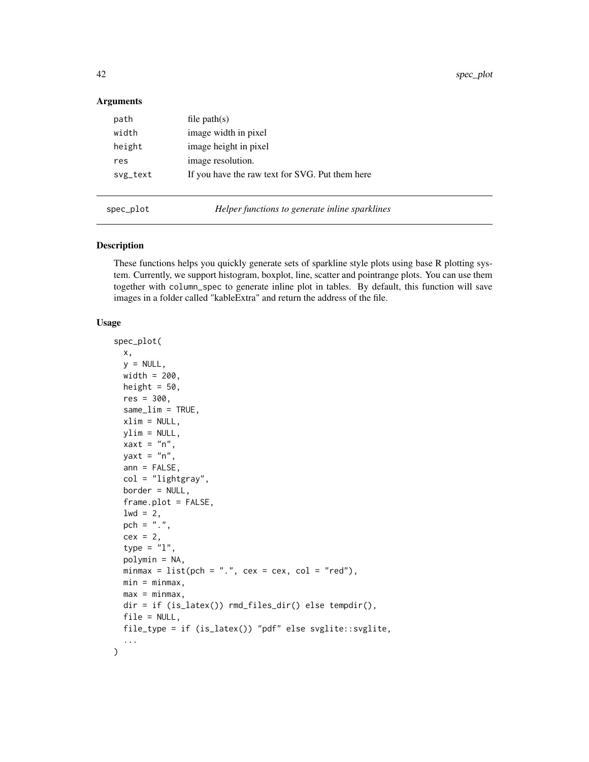## Arguments

| | |
|---|---|
| path | file path(s) |
| width | image width in pixel |
| height | image height in pixel |
| res | image resolution. |
| svg_text | If you have the raw text for SVG. Put them here |

---

# spec_plot — *Helper functions to generate inline sparklines*

## Description

These functions helps you quickly generate sets of sparkline style plots using base R plotting system. Currently, we support histogram, boxplot, line, scatter and pointrange plots. You can use them together with column_spec to generate inline plot in tables. By default, this function will save images in a folder called "kableExtra" and return the address of the file.

## Usage

```
spec_plot(
  x,
  y = NULL,
  width = 200,
  height = 50,
  res = 300,
  same_lim = TRUE,
  xlim = NULL,
  ylim = NULL,
  xaxt = "n",
  yaxt = "n",
  ann = FALSE,
  col = "lightgray",
  border = NULL,
  frame.plot = FALSE,
  lwd = 2,
  pch = ".",
  cex = 2,
  type = "l",
  polymin = NA,
  minmax = list(pch = ".", cex = cex, col = "red"),
  min = minmax,
  max = minmax,
  dir = if (is_latex()) rmd_files_dir() else tempdir(),
  file = NULL,
  file_type = if (is_latex()) "pdf" else svglite::svglite,
  ...
)
```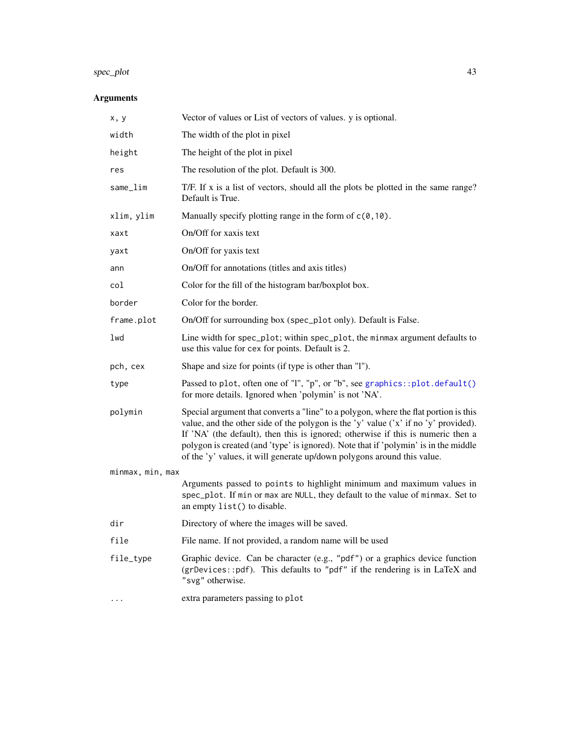### Arguments

| Argument | Description |
| --- | --- |
| `x, y` | Vector of values or List of vectors of values. y is optional. |
| `width` | The width of the plot in pixel |
| `height` | The height of the plot in pixel |
| `res` | The resolution of the plot. Default is 300. |
| `same_lim` | T/F. If x is a list of vectors, should all the plots be plotted in the same range? Default is True. |
| `xlim, ylim` | Manually specify plotting range in the form of `c(0,10)`. |
| `xaxt` | On/Off for xaxis text |
| `yaxt` | On/Off for yaxis text |
| `ann` | On/Off for annotations (titles and axis titles) |
| `col` | Color for the fill of the histogram bar/boxplot box. |
| `border` | Color for the border. |
| `frame.plot` | On/Off for surrounding box (`spec_plot` only). Default is False. |
| `lwd` | Line width for `spec_plot`; within `spec_plot`, the `minmax` argument defaults to use this value for `cex` for points. Default is 2. |
| `pch, cex` | Shape and size for points (if type is other than "l"). |
| `type` | Passed to `plot`, often one of "l", "p", or "b", see `graphics::plot.default()` for more details. Ignored when 'polymin' is not 'NA'. |
| `polymin` | Special argument that converts a "line" to a polygon, where the flat portion is this value, and the other side of the polygon is the 'y' value ('x' if no 'y' provided). If 'NA' (the default), then this is ignored; otherwise if this is numeric then a polygon is created (and 'type' is ignored). Note that if 'polymin' is in the middle of the 'y' values, it will generate up/down polygons around this value. |
| `minmax, min, max` | Arguments passed to `points` to highlight minimum and maximum values in `spec_plot`. If `min` or `max` are `NULL`, they default to the value of `minmax`. Set to an empty `list()` to disable. |
| `dir` | Directory of where the images will be saved. |
| `file` | File name. If not provided, a random name will be used |
| `file_type` | Graphic device. Can be character (e.g., `"pdf"`) or a graphics device function (`grDevices::pdf`). This defaults to `"pdf"` if the rendering is in LaTeX and `"svg"` otherwise. |
| `...` | extra parameters passing to `plot` |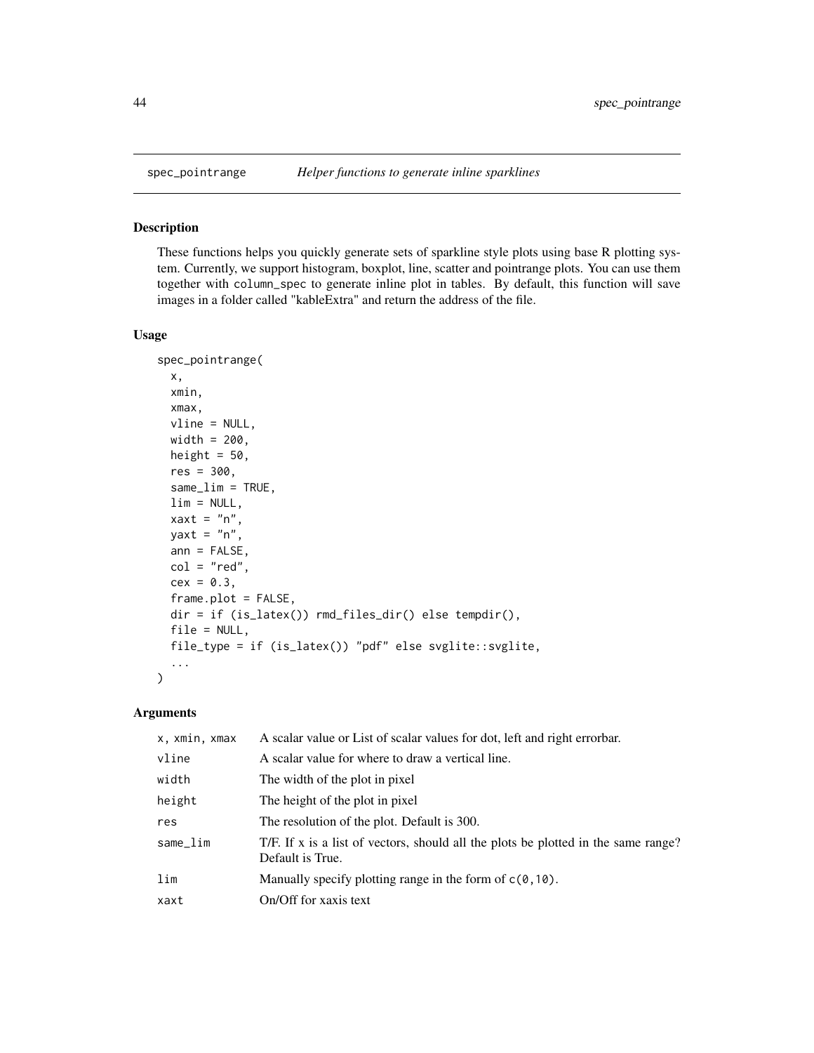spec_pointrange *Helper functions to generate inline sparklines*

## Description

These functions helps you quickly generate sets of sparkline style plots using base R plotting system. Currently, we support histogram, boxplot, line, scatter and pointrange plots. You can use them together with column_spec to generate inline plot in tables. By default, this function will save images in a folder called "kableExtra" and return the address of the file.

## Usage

```
spec_pointrange(
  x,
  xmin,
  xmax,
  vline = NULL,
  width = 200,
  height = 50,
  res = 300,
  same_lim = TRUE,
  lim = NULL,
  xaxt = "n",
  yaxt = "n",
  ann = FALSE,
  col = "red",
  cex = 0.3,
  frame.plot = FALSE,
  dir = if (is_latex()) rmd_files_dir() else tempdir(),
  file = NULL,
  file_type = if (is_latex()) "pdf" else svglite::svglite,
  ...
)
```

## Arguments

| | |
|---|---|
| x, xmin, xmax | A scalar value or List of scalar values for dot, left and right errorbar. |
| vline | A scalar value for where to draw a vertical line. |
| width | The width of the plot in pixel |
| height | The height of the plot in pixel |
| res | The resolution of the plot. Default is 300. |
| same_lim | T/F. If x is a list of vectors, should all the plots be plotted in the same range? Default is True. |
| lim | Manually specify plotting range in the form of c(0,10). |
| xaxt | On/Off for xaxis text |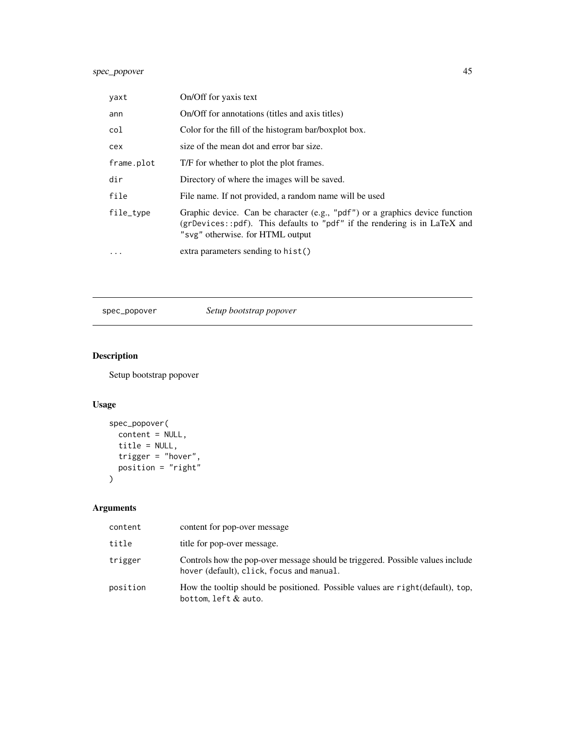| | |
|---|---|
| `yaxt` | On/Off for yaxis text |
| `ann` | On/Off for annotations (titles and axis titles) |
| `col` | Color for the fill of the histogram bar/boxplot box. |
| `cex` | size of the mean dot and error bar size. |
| `frame.plot` | T/F for whether to plot the plot frames. |
| `dir` | Directory of where the images will be saved. |
| `file` | File name. If not provided, a random name will be used |
| `file_type` | Graphic device. Can be character (e.g., `"pdf"`) or a graphics device function (`grDevices::pdf`). This defaults to `"pdf"` if the rendering is in LaTeX and `"svg"` otherwise. for HTML output |
| `...` | extra parameters sending to `hist()` |

---

## spec_popover &nbsp;&nbsp;&nbsp; *Setup bootstrap popover*

### Description

Setup bootstrap popover

### Usage

```
spec_popover(
  content = NULL,
  title = NULL,
  trigger = "hover",
  position = "right"
)
```

### Arguments

| | |
|---|---|
| `content` | content for pop-over message |
| `title` | title for pop-over message. |
| `trigger` | Controls how the pop-over message should be triggered. Possible values include `hover` (default), `click`, `focus` and `manual`. |
| `position` | How the tooltip should be positioned. Possible values are `right`(default), `top`, `bottom`, `left` & `auto`. |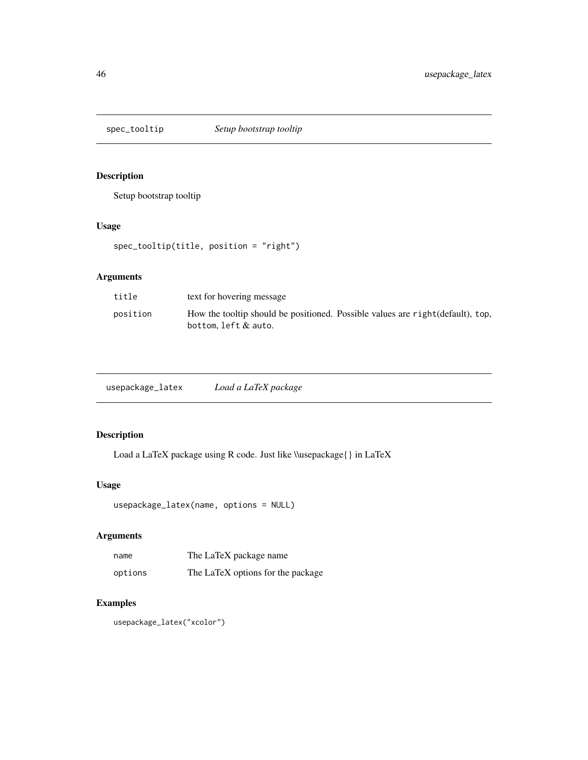## spec_tooltip *Setup bootstrap tooltip*

### Description

Setup bootstrap tooltip

### Usage

```
spec_tooltip(title, position = "right")
```

### Arguments

| | |
|---|---|
| title | text for hovering message |
| position | How the tooltip should be positioned. Possible values are `right`(default), `top`, `bottom`, `left` & `auto`. |

## usepackage_latex *Load a LaTeX package*

### Description

Load a LaTeX package using R code. Just like \\usepackage{} in LaTeX

### Usage

```
usepackage_latex(name, options = NULL)
```

### Arguments

| | |
|---|---|
| name | The LaTeX package name |
| options | The LaTeX options for the package |

### Examples

```
usepackage_latex("xcolor")
```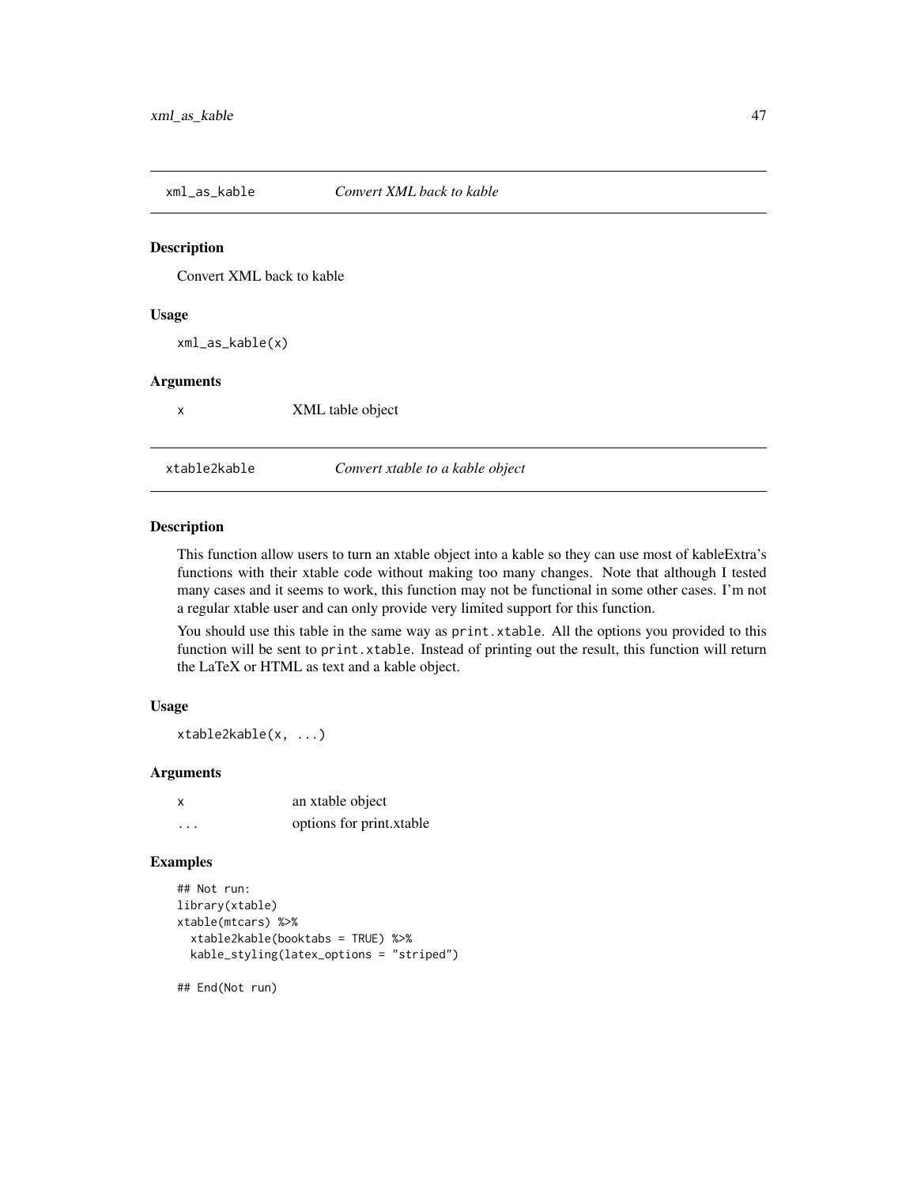## xml_as_kable — *Convert XML back to kable*

### Description

Convert XML back to kable

### Usage

```
xml_as_kable(x)
```

### Arguments

| | |
|---|---|
| x | XML table object |

## xtable2kable — *Convert xtable to a kable object*

### Description

This function allow users to turn an xtable object into a kable so they can use most of kableExtra's functions with their xtable code without making too many changes. Note that although I tested many cases and it seems to work, this function may not be functional in some other cases. I'm not a regular xtable user and can only provide very limited support for this function.

You should use this table in the same way as `print.xtable`. All the options you provided to this function will be sent to `print.xtable`. Instead of printing out the result, this function will return the LaTeX or HTML as text and a kable object.

### Usage

```
xtable2kable(x, ...)
```

### Arguments

| | |
|---|---|
| x | an xtable object |
| ... | options for print.xtable |

### Examples

```
## Not run:
library(xtable)
xtable(mtcars) %>%
  xtable2kable(booktabs = TRUE) %>%
  kable_styling(latex_options = "striped")

## End(Not run)
```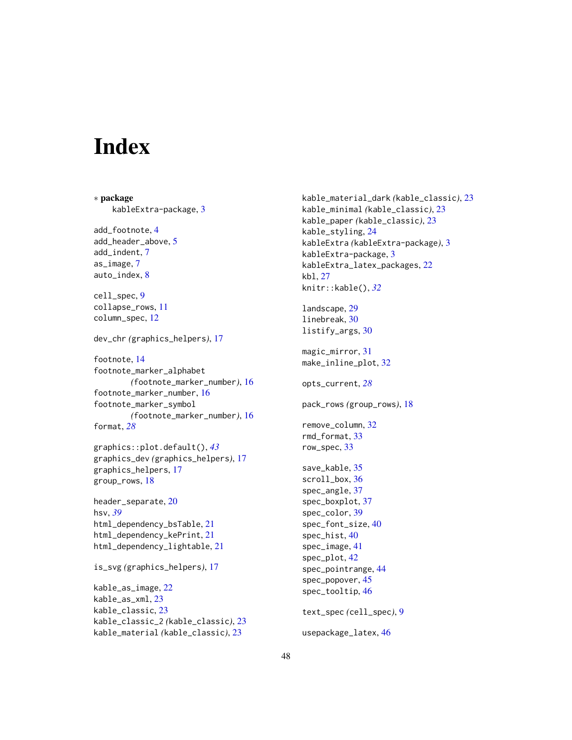# Index

∗ **package**
kableExtra-package, 3

add_footnote, 4
add_header_above, 5
add_indent, 7
as_image, 7
auto_index, 8

cell_spec, 9
collapse_rows, 11
column_spec, 12

dev_chr (graphics_helpers), 17

footnote, 14
footnote_marker_alphabet (footnote_marker_number), 16
footnote_marker_number, 16
footnote_marker_symbol (footnote_marker_number), 16
format, *28*

graphics::plot.default(), *43*
graphics_dev (graphics_helpers), 17
graphics_helpers, 17
group_rows, 18

header_separate, 20
hsv, *39*
html_dependency_bsTable, 21
html_dependency_kePrint, 21
html_dependency_lightable, 21

is_svg (graphics_helpers), 17

kable_as_image, 22
kable_as_xml, 23
kable_classic, 23
kable_classic_2 (kable_classic), 23
kable_material (kable_classic), 23
kable_material_dark (kable_classic), 23
kable_minimal (kable_classic), 23
kable_paper (kable_classic), 23
kable_styling, 24
kableExtra (kableExtra-package), 3
kableExtra-package, 3
kableExtra_latex_packages, 22
kbl, 27
knitr::kable(), *32*

landscape, 29
linebreak, 30
listify_args, 30

magic_mirror, 31
make_inline_plot, 32

opts_current, *28*

pack_rows (group_rows), 18

remove_column, 32
rmd_format, 33
row_spec, 33

save_kable, 35
scroll_box, 36
spec_angle, 37
spec_boxplot, 37
spec_color, 39
spec_font_size, 40
spec_hist, 40
spec_image, 41
spec_plot, 42
spec_pointrange, 44
spec_popover, 45
spec_tooltip, 46

text_spec (cell_spec), 9

usepackage_latex, 46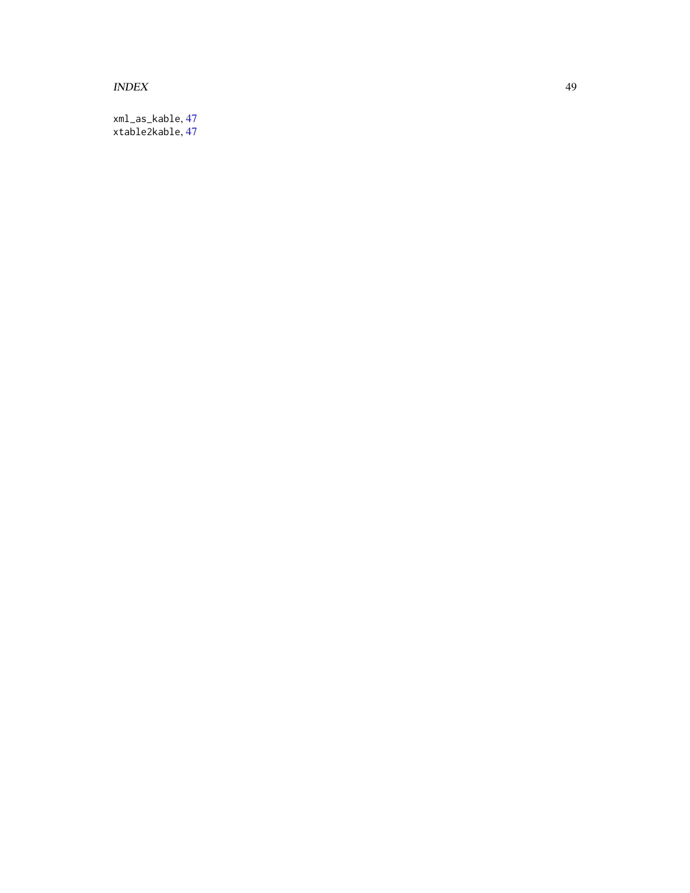xml_as_kable, 47
xtable2kable, 47